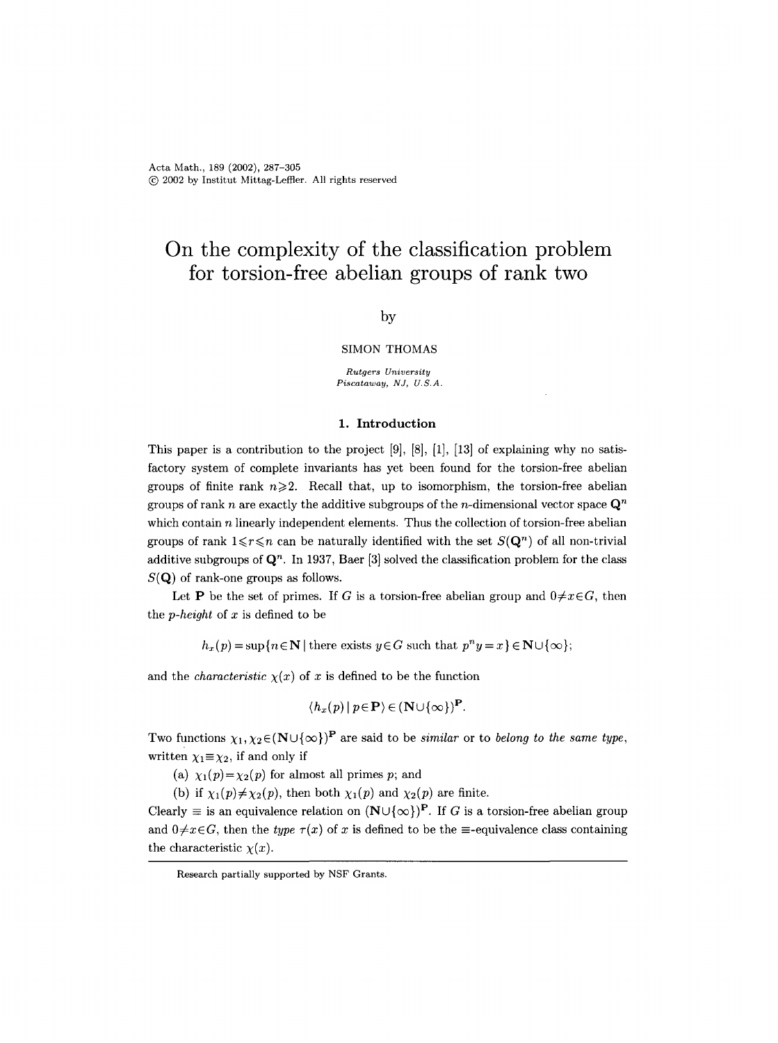# On the complexity of the classification problem for torsion-free abelian groups of rank two

by

SIMON THOMAS

*Rutgers University*
*Piscataway, NJ, U.S.A.*

## 1. Introduction

This paper is a contribution to the project [9], [8], [1], [13] of explaining why no satisfactory system of complete invariants has yet been found for the torsion-free abelian groups of finite rank $n \geqslant 2$. Recall that, up to isomorphism, the torsion-free abelian groups of rank $n$ are exactly the additive subgroups of the $n$-dimensional vector space $\mathbf{Q}^n$ which contain $n$ linearly independent elements. Thus the collection of torsion-free abelian groups of rank $1 \leqslant r \leqslant n$ can be naturally identified with the set $S(\mathbf{Q}^n)$ of all non-trivial additive subgroups of $\mathbf{Q}^n$. In 1937, Baer [3] solved the classification problem for the class $S(\mathbf{Q})$ of rank-one groups as follows.

Let $\mathbf{P}$ be the set of primes. If $G$ is a torsion-free abelian group and $0 \neq x \in G$, then the *p-height* of $x$ is defined to be

$$h_x(p) = \sup\{n \in \mathbf{N} \mid \text{there exists } y \in G \text{ such that } p^n y = x\} \in \mathbf{N} \cup \{\infty\};$$

and the *characteristic* $\chi(x)$ of $x$ is defined to be the function

$$\langle h_x(p) \mid p \in \mathbf{P} \rangle \in (\mathbf{N} \cup \{\infty\})^{\mathbf{P}}.$$

Two functions $\chi_1, \chi_2 \in (\mathbf{N} \cup \{\infty\})^{\mathbf{P}}$ are said to be *similar* or to *belong to the same type*, written $\chi_1 \equiv \chi_2$, if and only if

(a) $\chi_1(p) = \chi_2(p)$ for almost all primes $p$; and

(b) if $\chi_1(p) \neq \chi_2(p)$, then both $\chi_1(p)$ and $\chi_2(p)$ are finite.

Clearly $\equiv$ is an equivalence relation on $(\mathbf{N} \cup \{\infty\})^{\mathbf{P}}$. If $G$ is a torsion-free abelian group and $0 \neq x \in G$, then the *type* $\tau(x)$ of $x$ is defined to be the $\equiv$-equivalence class containing the characteristic $\chi(x)$.

Research partially supported by NSF Grants.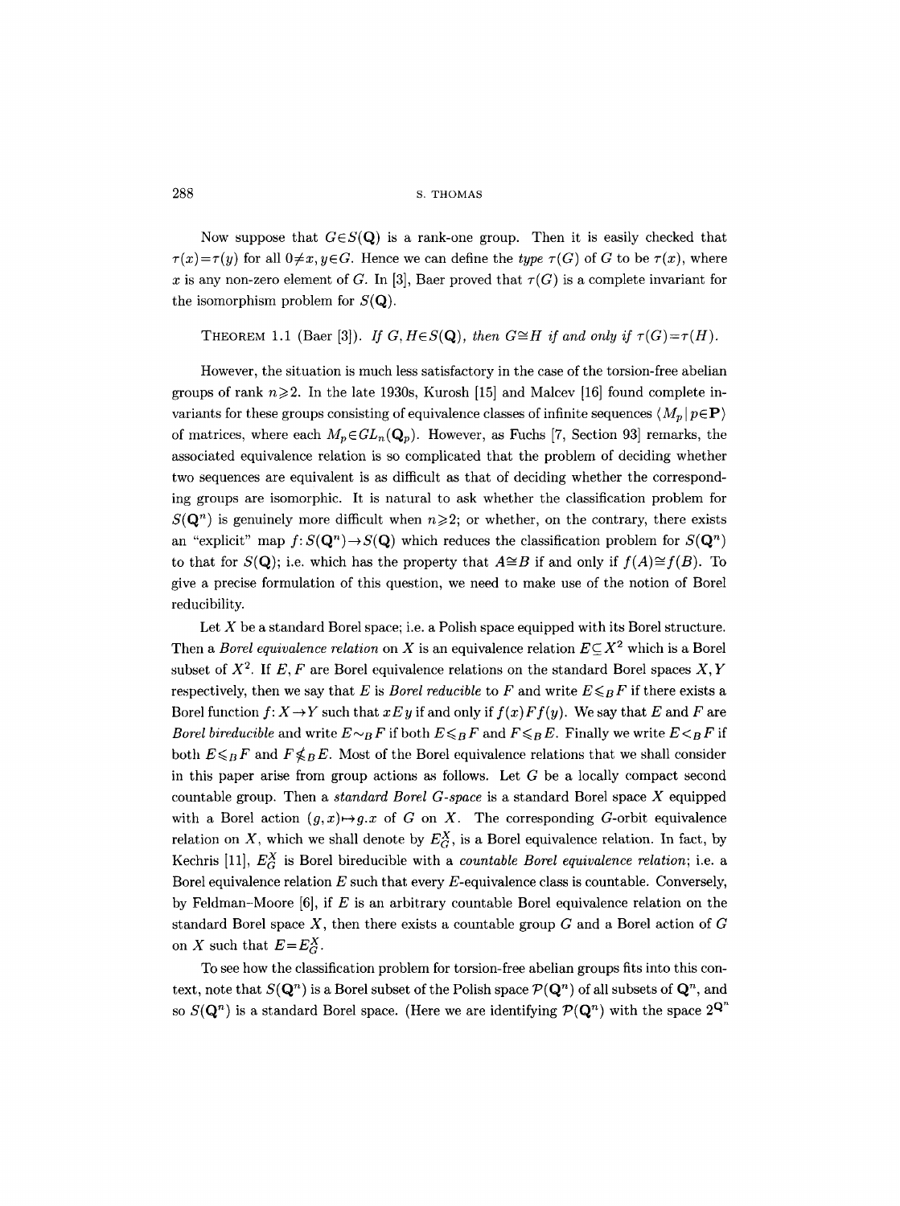Now suppose that $G \in S(\mathbf{Q})$ is a rank-one group. Then it is easily checked that $\tau(x) = \tau(y)$ for all $0 \neq x, y \in G$. Hence we can define the *type* $\tau(G)$ of $G$ to be $\tau(x)$, where $x$ is any non-zero element of $G$. In [3], Baer proved that $\tau(G)$ is a complete invariant for the isomorphism problem for $S(\mathbf{Q})$.

THEOREM 1.1 (Baer [3]). *If $G, H \in S(\mathbf{Q})$, then $G \cong H$ if and only if $\tau(G) = \tau(H)$.*

However, the situation is much less satisfactory in the case of the torsion-free abelian groups of rank $n \geqslant 2$. In the late 1930s, Kurosh [15] and Malcev [16] found complete invariants for these groups consisting of equivalence classes of infinite sequences $\langle M_p \mid p \in \mathbf{P} \rangle$ of matrices, where each $M_p \in GL_n(\mathbf{Q}_p)$. However, as Fuchs [7, Section 93] remarks, the associated equivalence relation is so complicated that the problem of deciding whether two sequences are equivalent is as difficult as that of deciding whether the corresponding groups are isomorphic. It is natural to ask whether the classification problem for $S(\mathbf{Q}^n)$ is genuinely more difficult when $n \geqslant 2$; or whether, on the contrary, there exists an "explicit" map $f: S(\mathbf{Q}^n) \to S(\mathbf{Q})$ which reduces the classification problem for $S(\mathbf{Q}^n)$ to that for $S(\mathbf{Q})$; i.e. which has the property that $A \cong B$ if and only if $f(A) \cong f(B)$. To give a precise formulation of this question, we need to make use of the notion of Borel reducibility.

Let $X$ be a standard Borel space; i.e. a Polish space equipped with its Borel structure. Then a *Borel equivalence relation* on $X$ is an equivalence relation $E \subseteq X^2$ which is a Borel subset of $X^2$. If $E, F$ are Borel equivalence relations on the standard Borel spaces $X, Y$ respectively, then we say that $E$ is *Borel reducible* to $F$ and write $E \leqslant_B F$ if there exists a Borel function $f: X \to Y$ such that $x E y$ if and only if $f(x) F f(y)$. We say that $E$ and $F$ are *Borel bireducible* and write $E \sim_B F$ if both $E \leqslant_B F$ and $F \leqslant_B E$. Finally we write $E <_B F$ if both $E \leqslant_B F$ and $F \nleqslant_B E$. Most of the Borel equivalence relations that we shall consider in this paper arise from group actions as follows. Let $G$ be a locally compact second countable group. Then a *standard Borel $G$-space* is a standard Borel space $X$ equipped with a Borel action $(g, x) \mapsto g.x$ of $G$ on $X$. The corresponding $G$-orbit equivalence relation on $X$, which we shall denote by $E_G^X$, is a Borel equivalence relation. In fact, by Kechris [11], $E_G^X$ is Borel bireducible with a *countable Borel equivalence relation*; i.e. a Borel equivalence relation $E$ such that every $E$-equivalence class is countable. Conversely, by Feldman–Moore [6], if $E$ is an arbitrary countable Borel equivalence relation on the standard Borel space $X$, then there exists a countable group $G$ and a Borel action of $G$ on $X$ such that $E = E_G^X$.

To see how the classification problem for torsion-free abelian groups fits into this context, note that $S(\mathbf{Q}^n)$ is a Borel subset of the Polish space $\mathcal{P}(\mathbf{Q}^n)$ of all subsets of $\mathbf{Q}^n$, and so $S(\mathbf{Q}^n)$ is a standard Borel space. (Here we are identifying $\mathcal{P}(\mathbf{Q}^n)$ with the space $2^{\mathbf{Q}^n}$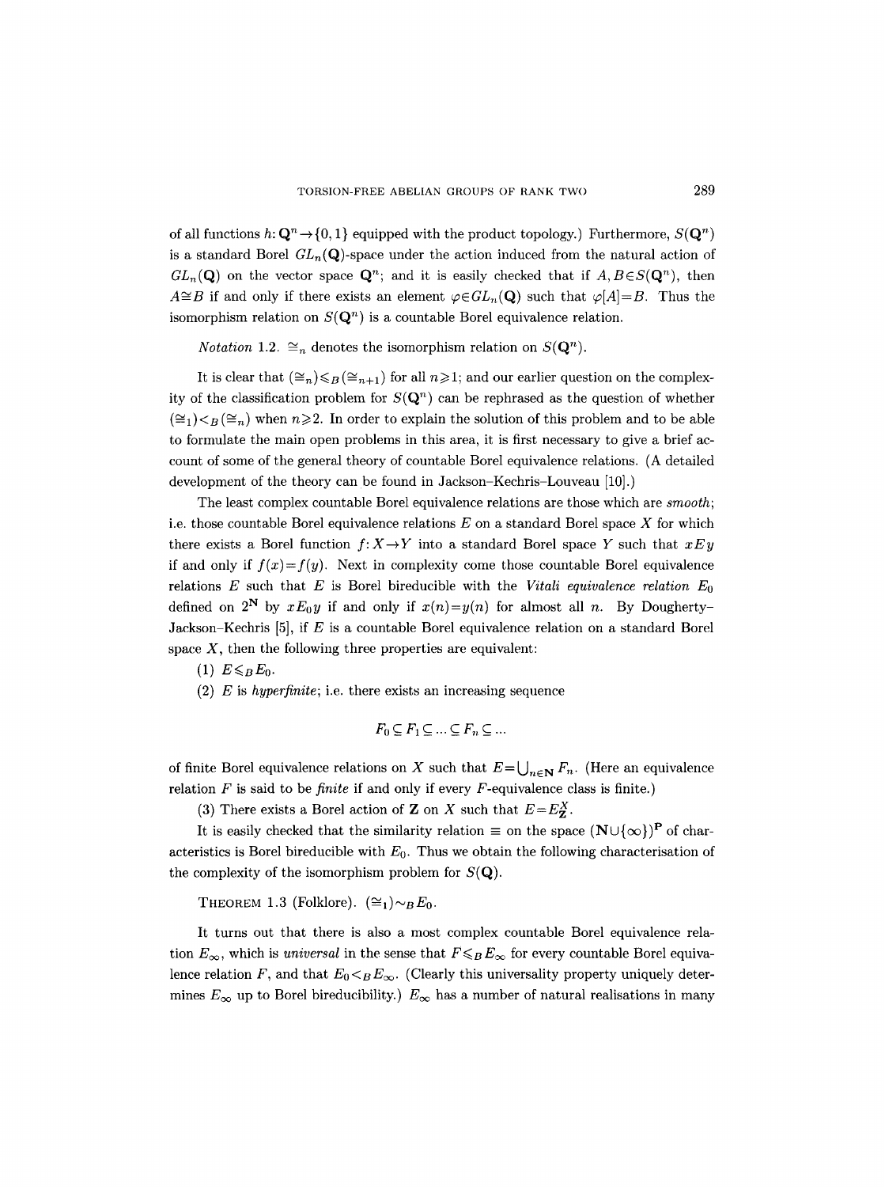of all functions $h: \mathbf{Q}^n \to \{0,1\}$ equipped with the product topology.) Furthermore, $S(\mathbf{Q}^n)$ is a standard Borel $GL_n(\mathbf{Q})$-space under the action induced from the natural action of $GL_n(\mathbf{Q})$ on the vector space $\mathbf{Q}^n$; and it is easily checked that if $A, B \in S(\mathbf{Q}^n)$, then $A \cong B$ if and only if there exists an element $\varphi \in GL_n(\mathbf{Q})$ such that $\varphi[A] = B$. Thus the isomorphism relation on $S(\mathbf{Q}^n)$ is a countable Borel equivalence relation.

*Notation* 1.2. $\cong_n$ denotes the isomorphism relation on $S(\mathbf{Q}^n)$.

It is clear that $(\cong_n) \leqslant_B (\cong_{n+1})$ for all $n \geqslant 1$; and our earlier question on the complexity of the classification problem for $S(\mathbf{Q}^n)$ can be rephrased as the question of whether $(\cong_1) <_B (\cong_n)$ when $n \geqslant 2$. In order to explain the solution of this problem and to be able to formulate the main open problems in this area, it is first necessary to give a brief account of some of the general theory of countable Borel equivalence relations. (A detailed development of the theory can be found in Jackson–Kechris–Louveau [10].)

The least complex countable Borel equivalence relations are those which are *smooth*; i.e. those countable Borel equivalence relations $E$ on a standard Borel space $X$ for which there exists a Borel function $f: X \to Y$ into a standard Borel space $Y$ such that $x E y$ if and only if $f(x) = f(y)$. Next in complexity come those countable Borel equivalence relations $E$ such that $E$ is Borel bireducible with the *Vitali equivalence relation* $E_0$ defined on $2^{\mathbf{N}}$ by $x E_0 y$ if and only if $x(n) = y(n)$ for almost all $n$. By Dougherty–Jackson–Kechris [5], if $E$ is a countable Borel equivalence relation on a standard Borel space $X$, then the following three properties are equivalent:

(1) $E \leqslant_B E_0$.

(2) $E$ is *hyperfinite*; i.e. there exists an increasing sequence

$$F_0 \subseteq F_1 \subseteq \ldots \subseteq F_n \subseteq \ldots$$

of finite Borel equivalence relations on $X$ such that $E = \bigcup_{n \in \mathbf{N}} F_n$. (Here an equivalence relation $F$ is said to be *finite* if and only if every $F$-equivalence class is finite.)

(3) There exists a Borel action of $\mathbf{Z}$ on $X$ such that $E = E_{\mathbf{Z}}^X$.

It is easily checked that the similarity relation $\equiv$ on the space $(\mathbf{N} \cup \{\infty\})^{\mathbf{P}}$ of characteristics is Borel bireducible with $E_0$. Thus we obtain the following characterisation of the complexity of the isomorphism problem for $S(\mathbf{Q})$.

THEOREM 1.3 (Folklore). $(\cong_1) \sim_B E_0$.

It turns out that there is also a most complex countable Borel equivalence relation $E_\infty$, which is *universal* in the sense that $F \leqslant_B E_\infty$ for every countable Borel equivalence relation $F$, and that $E_0 <_B E_\infty$. (Clearly this universality property uniquely determines $E_\infty$ up to Borel bireducibility.) $E_\infty$ has a number of natural realisations in many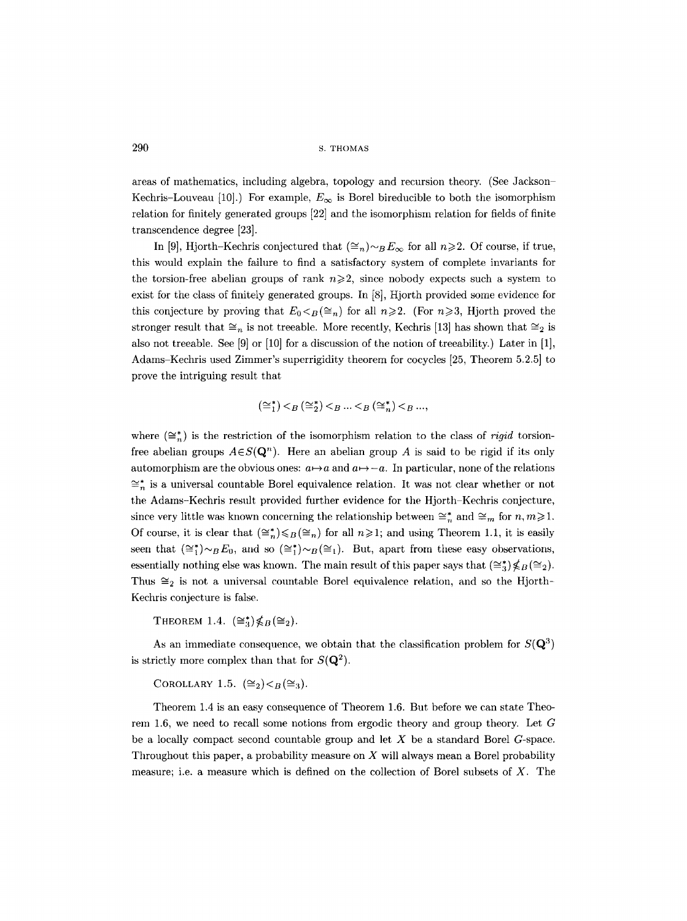areas of mathematics, including algebra, topology and recursion theory. (See Jackson–Kechris–Louveau [10].) For example, $E_\infty$ is Borel bireducible to both the isomorphism relation for finitely generated groups [22] and the isomorphism relation for fields of finite transcendence degree [23].

In [9], Hjorth–Kechris conjectured that $(\cong_n) \sim_B E_\infty$ for all $n \geqslant 2$. Of course, if true, this would explain the failure to find a satisfactory system of complete invariants for the torsion-free abelian groups of rank $n \geqslant 2$, since nobody expects such a system to exist for the class of finitely generated groups. In [8], Hjorth provided some evidence for this conjecture by proving that $E_0 <_B (\cong_n)$ for all $n \geqslant 2$. (For $n \geqslant 3$, Hjorth proved the stronger result that $\cong_n$ is not treeable. More recently, Kechris [13] has shown that $\cong_2$ is also not treeable. See [9] or [10] for a discussion of the notion of treeability.) Later in [1], Adams–Kechris used Zimmer's superrigidity theorem for cocycles [25, Theorem 5.2.5] to prove the intriguing result that

$$(\cong_1^*) <_B (\cong_2^*) <_B \ldots <_B (\cong_n^*) <_B \ldots,$$

where $(\cong_n^*)$ is the restriction of the isomorphism relation to the class of *rigid* torsion-free abelian groups $A \in S(\mathbf{Q}^n)$. Here an abelian group $A$ is said to be rigid if its only automorphism are the obvious ones: $a \mapsto a$ and $a \mapsto -a$. In particular, none of the relations $\cong_n^*$ is a universal countable Borel equivalence relation. It was not clear whether or not the Adams–Kechris result provided further evidence for the Hjorth–Kechris conjecture, since very little was known concerning the relationship between $\cong_n^*$ and $\cong_m$ for $n, m \geqslant 1$. Of course, it is clear that $(\cong_n^*) \leqslant_B (\cong_n)$ for all $n \geqslant 1$; and using Theorem 1.1, it is easily seen that $(\cong_1^*) \sim_B E_0$, and so $(\cong_1^*) \sim_B (\cong_1)$. But, apart from these easy observations, essentially nothing else was known. The main result of this paper says that $(\cong_3^*) \not\leqslant_B (\cong_2)$. Thus $\cong_2$ is not a universal countable Borel equivalence relation, and so the Hjorth–Kechris conjecture is false.

THEOREM 1.4. $(\cong_3^*) \not\leqslant_B (\cong_2)$.

As an immediate consequence, we obtain that the classification problem for $S(\mathbf{Q}^3)$ is strictly more complex than that for $S(\mathbf{Q}^2)$.

COROLLARY 1.5. $(\cong_2) <_B (\cong_3)$.

Theorem 1.4 is an easy consequence of Theorem 1.6. But before we can state Theorem 1.6, we need to recall some notions from ergodic theory and group theory. Let $G$ be a locally compact second countable group and let $X$ be a standard Borel $G$-space. Throughout this paper, a probability measure on $X$ will always mean a Borel probability measure; i.e. a measure which is defined on the collection of Borel subsets of $X$. The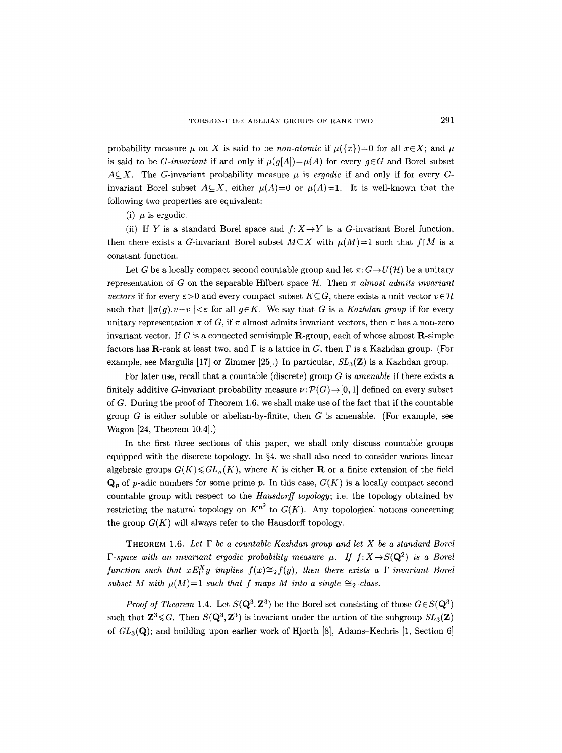probability measure $\mu$ on $X$ is said to be *non-atomic* if $\mu(\{x\})=0$ for all $x \in X$; and $\mu$ is said to be *G-invariant* if and only if $\mu(g[A])=\mu(A)$ for every $g \in G$ and Borel subset $A \subseteq X$. The $G$-invariant probability measure $\mu$ is *ergodic* if and only if for every $G$-invariant Borel subset $A \subseteq X$, either $\mu(A)=0$ or $\mu(A)=1$. It is well-known that the following two properties are equivalent:

(i) $\mu$ is ergodic.

(ii) If $Y$ is a standard Borel space and $f: X \to Y$ is a $G$-invariant Borel function, then there exists a $G$-invariant Borel subset $M \subseteq X$ with $\mu(M)=1$ such that $f \restriction M$ is a constant function.

Let $G$ be a locally compact second countable group and let $\pi: G \to U(\mathcal{H})$ be a unitary representation of $G$ on the separable Hilbert space $\mathcal{H}$. Then $\pi$ *almost admits invariant vectors* if for every $\varepsilon>0$ and every compact subset $K \subseteq G$, there exists a unit vector $v \in \mathcal{H}$ such that $\|\pi(g).v-v\|<\varepsilon$ for all $g \in K$. We say that $G$ is a *Kazhdan group* if for every unitary representation $\pi$ of $G$, if $\pi$ almost admits invariant vectors, then $\pi$ has a non-zero invariant vector. If $G$ is a connected semisimple $\mathbf{R}$-group, each of whose almost $\mathbf{R}$-simple factors has $\mathbf{R}$-rank at least two, and $\Gamma$ is a lattice in $G$, then $\Gamma$ is a Kazhdan group. (For example, see Margulis [17] or Zimmer [25].) In particular, $SL_3(\mathbf{Z})$ is a Kazhdan group.

For later use, recall that a countable (discrete) group $G$ is *amenable* if there exists a finitely additive $G$-invariant probability measure $\nu: \mathcal{P}(G) \to [0,1]$ defined on every subset of $G$. During the proof of Theorem 1.6, we shall make use of the fact that if the countable group $G$ is either soluble or abelian-by-finite, then $G$ is amenable. (For example, see Wagon [24, Theorem 10.4].)

In the first three sections of this paper, we shall only discuss countable groups equipped with the discrete topology. In §4, we shall also need to consider various linear algebraic groups $G(K) \leqslant GL_n(K)$, where $K$ is either $\mathbf{R}$ or a finite extension of the field $\mathbf{Q}_p$ of $p$-adic numbers for some prime $p$. In this case, $G(K)$ is a locally compact second countable group with respect to the *Hausdorff topology*; i.e. the topology obtained by restricting the natural topology on $K^{n^2}$ to $G(K)$. Any topological notions concerning the group $G(K)$ will always refer to the Hausdorff topology.

THEOREM 1.6. *Let $\Gamma$ be a countable Kazhdan group and let $X$ be a standard Borel $\Gamma$-space with an invariant ergodic probability measure $\mu$. If $f: X \to S(\mathbf{Q}^2)$ is a Borel function such that $xE_\Gamma^X y$ implies $f(x) \cong_2 f(y)$, then there exists a $\Gamma$-invariant Borel subset $M$ with $\mu(M)=1$ such that $f$ maps $M$ into a single $\cong_2$-class.*

*Proof of Theorem* 1.4. Let $S(\mathbf{Q}^3, \mathbf{Z}^3)$ be the Borel set consisting of those $G \in S(\mathbf{Q}^3)$ such that $\mathbf{Z}^3 \leqslant G$. Then $S(\mathbf{Q}^3, \mathbf{Z}^3)$ is invariant under the action of the subgroup $SL_3(\mathbf{Z})$ of $GL_3(\mathbf{Q})$; and building upon earlier work of Hjorth [8], Adams–Kechris [1, Section 6]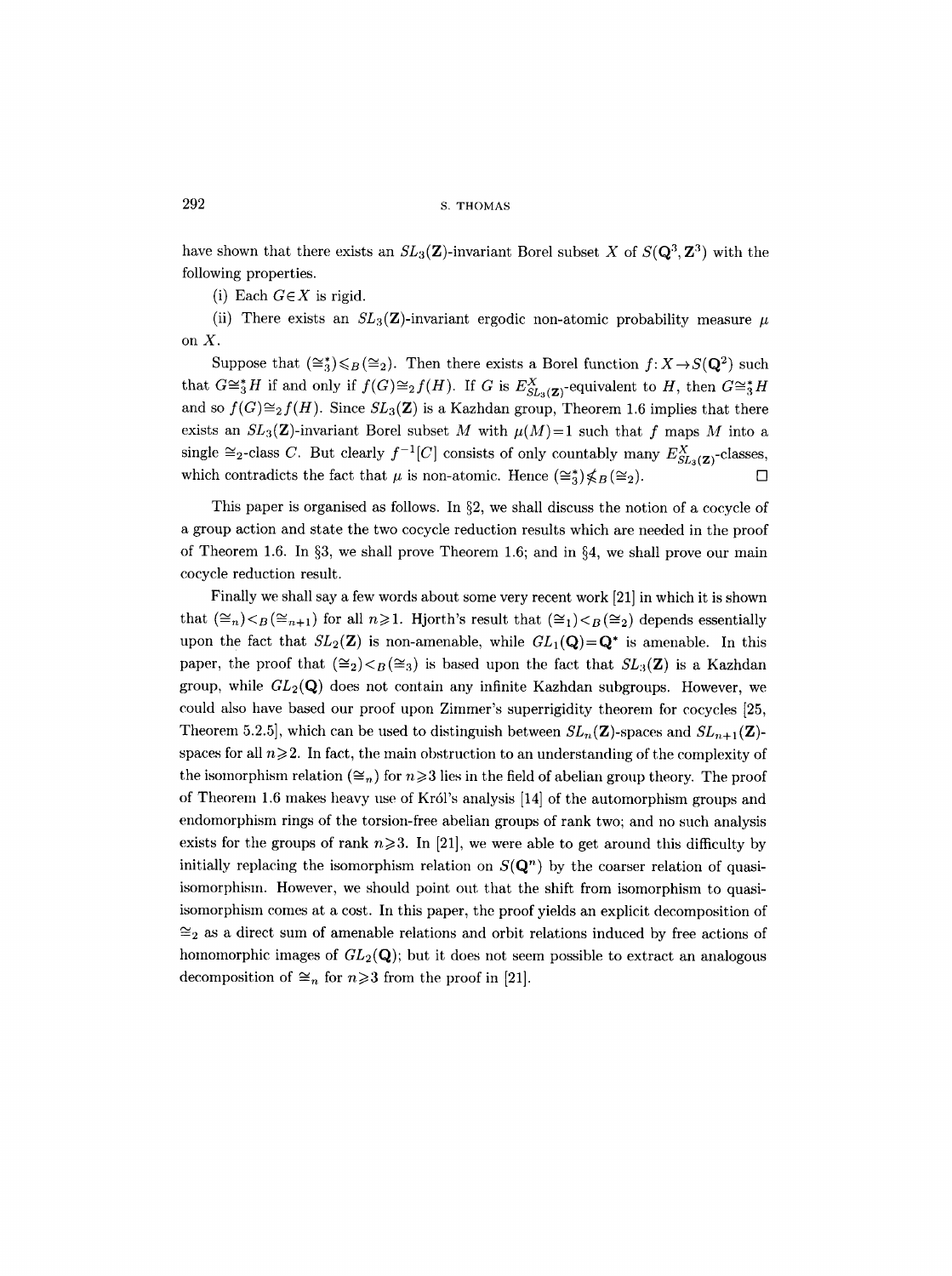have shown that there exists an $SL_3(\mathbf{Z})$-invariant Borel subset $X$ of $S(\mathbf{Q}^3, \mathbf{Z}^3)$ with the following properties.

(i) Each $G \in X$ is rigid.

(ii) There exists an $SL_3(\mathbf{Z})$-invariant ergodic non-atomic probability measure $\mu$ on $X$.

Suppose that $(\cong_3^*) \leqslant_B (\cong_2)$. Then there exists a Borel function $f: X \to S(\mathbf{Q}^2)$ such that $G \cong_3^* H$ if and only if $f(G) \cong_2 f(H)$. If $G$ is $E^X_{SL_3(\mathbf{Z})}$-equivalent to $H$, then $G \cong_3^* H$ and so $f(G) \cong_2 f(H)$. Since $SL_3(\mathbf{Z})$ is a Kazhdan group, Theorem 1.6 implies that there exists an $SL_3(\mathbf{Z})$-invariant Borel subset $M$ with $\mu(M)=1$ such that $f$ maps $M$ into a single $\cong_2$-class $C$. But clearly $f^{-1}[C]$ consists of only countably many $E^X_{SL_3(\mathbf{Z})}$-classes, which contradicts the fact that $\mu$ is non-atomic. Hence $(\cong_3^*) \not\leqslant_B (\cong_2)$. $\square$

This paper is organised as follows. In §2, we shall discuss the notion of a cocycle of a group action and state the two cocycle reduction results which are needed in the proof of Theorem 1.6. In §3, we shall prove Theorem 1.6; and in §4, we shall prove our main cocycle reduction result.

Finally we shall say a few words about some very recent work [21] in which it is shown that $(\cong_n) <_B (\cong_{n+1})$ for all $n \geqslant 1$. Hjorth's result that $(\cong_1) <_B (\cong_2)$ depends essentially upon the fact that $SL_2(\mathbf{Z})$ is non-amenable, while $GL_1(\mathbf{Q}) = \mathbf{Q}^*$ is amenable. In this paper, the proof that $(\cong_2) <_B (\cong_3)$ is based upon the fact that $SL_3(\mathbf{Z})$ is a Kazhdan group, while $GL_2(\mathbf{Q})$ does not contain any infinite Kazhdan subgroups. However, we could also have based our proof upon Zimmer's superrigidity theorem for cocycles [25, Theorem 5.2.5], which can be used to distinguish between $SL_n(\mathbf{Z})$-spaces and $SL_{n+1}(\mathbf{Z})$-spaces for all $n \geqslant 2$. In fact, the main obstruction to an understanding of the complexity of the isomorphism relation $(\cong_n)$ for $n \geqslant 3$ lies in the field of abelian group theory. The proof of Theorem 1.6 makes heavy use of Król's analysis [14] of the automorphism groups and endomorphism rings of the torsion-free abelian groups of rank two; and no such analysis exists for the groups of rank $n \geqslant 3$. In [21], we were able to get around this difficulty by initially replacing the isomorphism relation on $S(\mathbf{Q}^n)$ by the coarser relation of quasi-isomorphism. However, we should point out that the shift from isomorphism to quasi-isomorphism comes at a cost. In this paper, the proof yields an explicit decomposition of $\cong_2$ as a direct sum of amenable relations and orbit relations induced by free actions of homomorphic images of $GL_2(\mathbf{Q})$; but it does not seem possible to extract an analogous decomposition of $\cong_n$ for $n \geqslant 3$ from the proof in [21].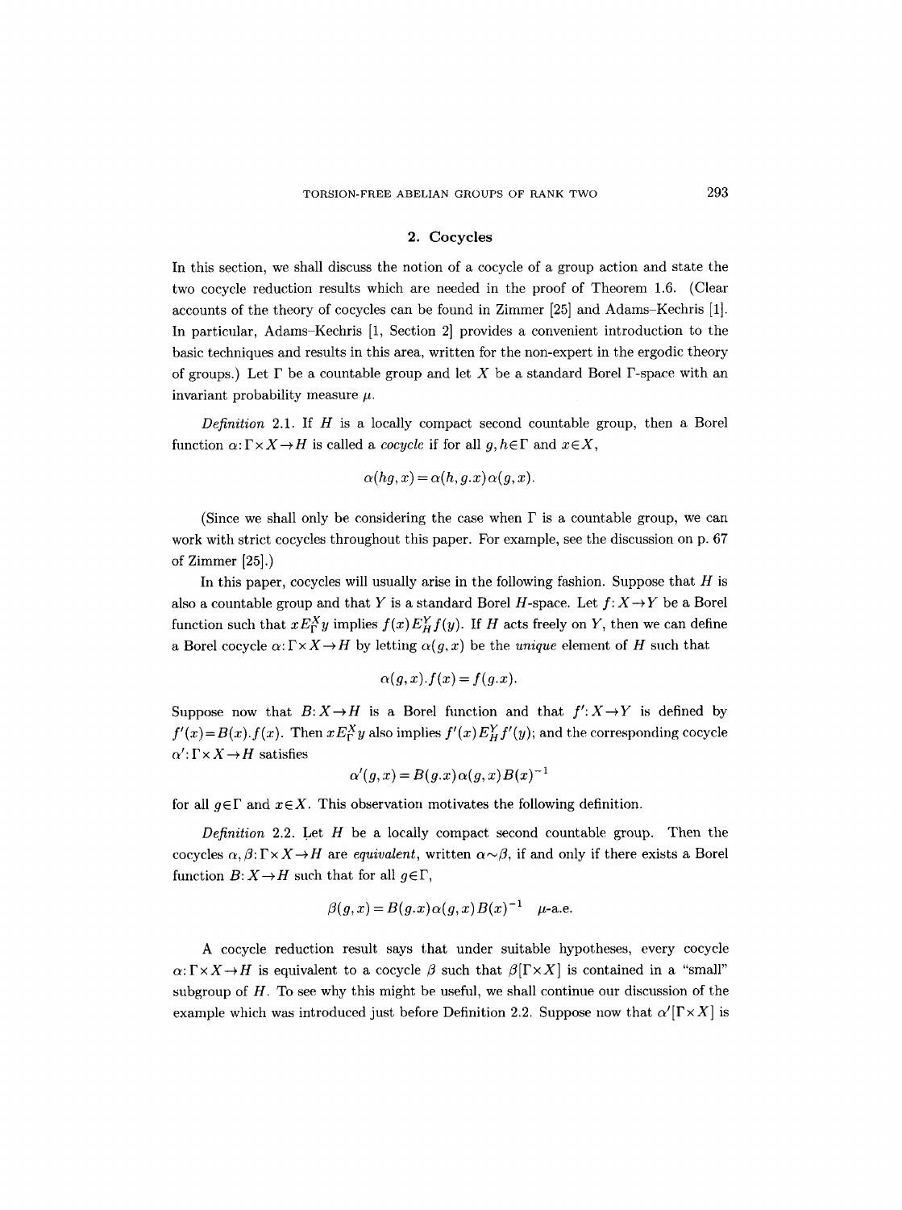## 2. Cocycles

In this section, we shall discuss the notion of a cocycle of a group action and state the two cocycle reduction results which are needed in the proof of Theorem 1.6. (Clear accounts of the theory of cocycles can be found in Zimmer [25] and Adams–Kechris [1]. In particular, Adams–Kechris [1, Section 2] provides a convenient introduction to the basic techniques and results in this area, written for the non-expert in the ergodic theory of groups.) Let $\Gamma$ be a countable group and let $X$ be a standard Borel $\Gamma$-space with an invariant probability measure $\mu$.

*Definition* 2.1. If $H$ is a locally compact second countable group, then a Borel function $\alpha: \Gamma \times X \to H$ is called a *cocycle* if for all $g, h \in \Gamma$ and $x \in X$,

$$\alpha(hg, x) = \alpha(h, g.x)\alpha(g, x).$$

(Since we shall only be considering the case when $\Gamma$ is a countable group, we can work with strict cocycles throughout this paper. For example, see the discussion on p. 67 of Zimmer [25].)

In this paper, cocycles will usually arise in the following fashion. Suppose that $H$ is also a countable group and that $Y$ is a standard Borel $H$-space. Let $f: X \to Y$ be a Borel function such that $x E_\Gamma^X y$ implies $f(x) E_H^Y f(y)$. If $H$ acts freely on $Y$, then we can define a Borel cocycle $\alpha: \Gamma \times X \to H$ by letting $\alpha(g, x)$ be the *unique* element of $H$ such that

$$\alpha(g, x).f(x) = f(g.x).$$

Suppose now that $B: X \to H$ is a Borel function and that $f': X \to Y$ is defined by $f'(x) = B(x).f(x)$. Then $x E_\Gamma^X y$ also implies $f'(x) E_H^Y f'(y)$; and the corresponding cocycle $\alpha': \Gamma \times X \to H$ satisfies

$$\alpha'(g, x) = B(g.x)\alpha(g, x)B(x)^{-1}$$

for all $g \in \Gamma$ and $x \in X$. This observation motivates the following definition.

*Definition* 2.2. Let $H$ be a locally compact second countable group. Then the cocycles $\alpha, \beta: \Gamma \times X \to H$ are *equivalent*, written $\alpha \sim \beta$, if and only if there exists a Borel function $B: X \to H$ such that for all $g \in \Gamma$,

$$\beta(g, x) = B(g.x)\alpha(g, x)B(x)^{-1} \quad \mu\text{-a.e.}$$

A cocycle reduction result says that under suitable hypotheses, every cocycle $\alpha: \Gamma \times X \to H$ is equivalent to a cocycle $\beta$ such that $\beta[\Gamma \times X]$ is contained in a "small" subgroup of $H$. To see why this might be useful, we shall continue our discussion of the example which was introduced just before Definition 2.2. Suppose now that $\alpha'[\Gamma \times X]$ is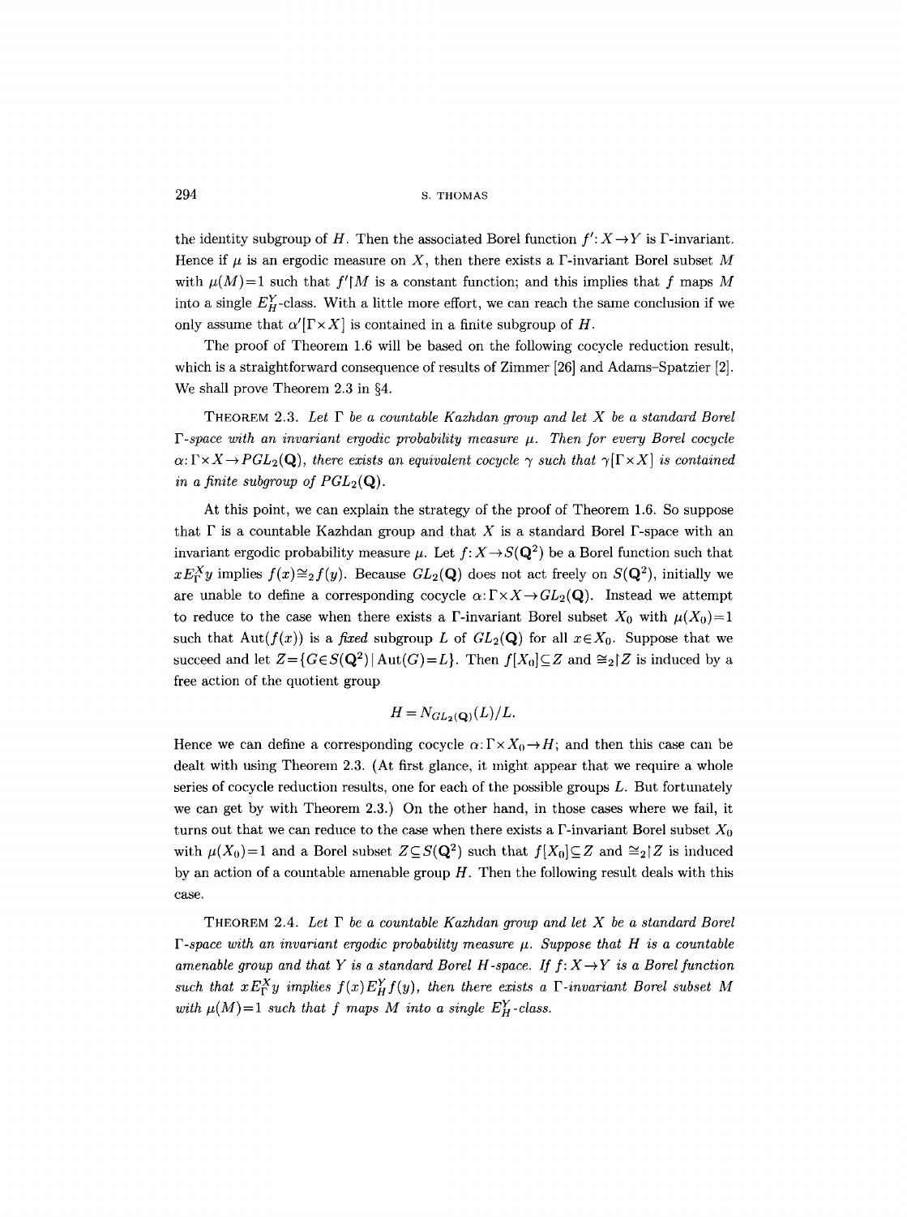the identity subgroup of $H$. Then the associated Borel function $f': X \to Y$ is $\Gamma$-invariant. Hence if $\mu$ is an ergodic measure on $X$, then there exists a $\Gamma$-invariant Borel subset $M$ with $\mu(M)=1$ such that $f' \upharpoonright M$ is a constant function; and this implies that $f$ maps $M$ into a single $E_H^Y$-class. With a little more effort, we can reach the same conclusion if we only assume that $\alpha'[\Gamma \times X]$ is contained in a finite subgroup of $H$.

The proof of Theorem 1.6 will be based on the following cocycle reduction result, which is a straightforward consequence of results of Zimmer [26] and Adams–Spatzier [2]. We shall prove Theorem 2.3 in §4.

THEOREM 2.3. *Let $\Gamma$ be a countable Kazhdan group and let $X$ be a standard Borel $\Gamma$-space with an invariant ergodic probability measure $\mu$. Then for every Borel cocycle $\alpha: \Gamma \times X \to PGL_2(\mathbf{Q})$, there exists an equivalent cocycle $\gamma$ such that $\gamma[\Gamma \times X]$ is contained in a finite subgroup of $PGL_2(\mathbf{Q})$.*

At this point, we can explain the strategy of the proof of Theorem 1.6. So suppose that $\Gamma$ is a countable Kazhdan group and that $X$ is a standard Borel $\Gamma$-space with an invariant ergodic probability measure $\mu$. Let $f: X \to S(\mathbf{Q}^2)$ be a Borel function such that $x E_\Gamma^X y$ implies $f(x) \cong_2 f(y)$. Because $GL_2(\mathbf{Q})$ does not act freely on $S(\mathbf{Q}^2)$, initially we are unable to define a corresponding cocycle $\alpha: \Gamma \times X \to GL_2(\mathbf{Q})$. Instead we attempt to reduce to the case when there exists a $\Gamma$-invariant Borel subset $X_0$ with $\mu(X_0)=1$ such that $\operatorname{Aut}(f(x))$ is a *fixed* subgroup $L$ of $GL_2(\mathbf{Q})$ for all $x \in X_0$. Suppose that we succeed and let $Z = \{G \in S(\mathbf{Q}^2) \mid \operatorname{Aut}(G) = L\}$. Then $f[X_0] \subseteq Z$ and $\cong_2 \upharpoonright Z$ is induced by a free action of the quotient group

$$H = N_{GL_2(\mathbf{Q})}(L)/L.$$

Hence we can define a corresponding cocycle $\alpha: \Gamma \times X_0 \to H$; and then this case can be dealt with using Theorem 2.3. (At first glance, it might appear that we require a whole series of cocycle reduction results, one for each of the possible groups $L$. But fortunately we can get by with Theorem 2.3.) On the other hand, in those cases where we fail, it turns out that we can reduce to the case when there exists a $\Gamma$-invariant Borel subset $X_0$ with $\mu(X_0)=1$ and a Borel subset $Z \subseteq S(\mathbf{Q}^2)$ such that $f[X_0] \subseteq Z$ and $\cong_2 \upharpoonright Z$ is induced by an action of a countable amenable group $H$. Then the following result deals with this case.

THEOREM 2.4. *Let $\Gamma$ be a countable Kazhdan group and let $X$ be a standard Borel $\Gamma$-space with an invariant ergodic probability measure $\mu$. Suppose that $H$ is a countable amenable group and that $Y$ is a standard Borel $H$-space. If $f: X \to Y$ is a Borel function such that $x E_\Gamma^X y$ implies $f(x) E_H^Y f(y)$, then there exists a $\Gamma$-invariant Borel subset $M$ with $\mu(M)=1$ such that $f$ maps $M$ into a single $E_H^Y$-class.*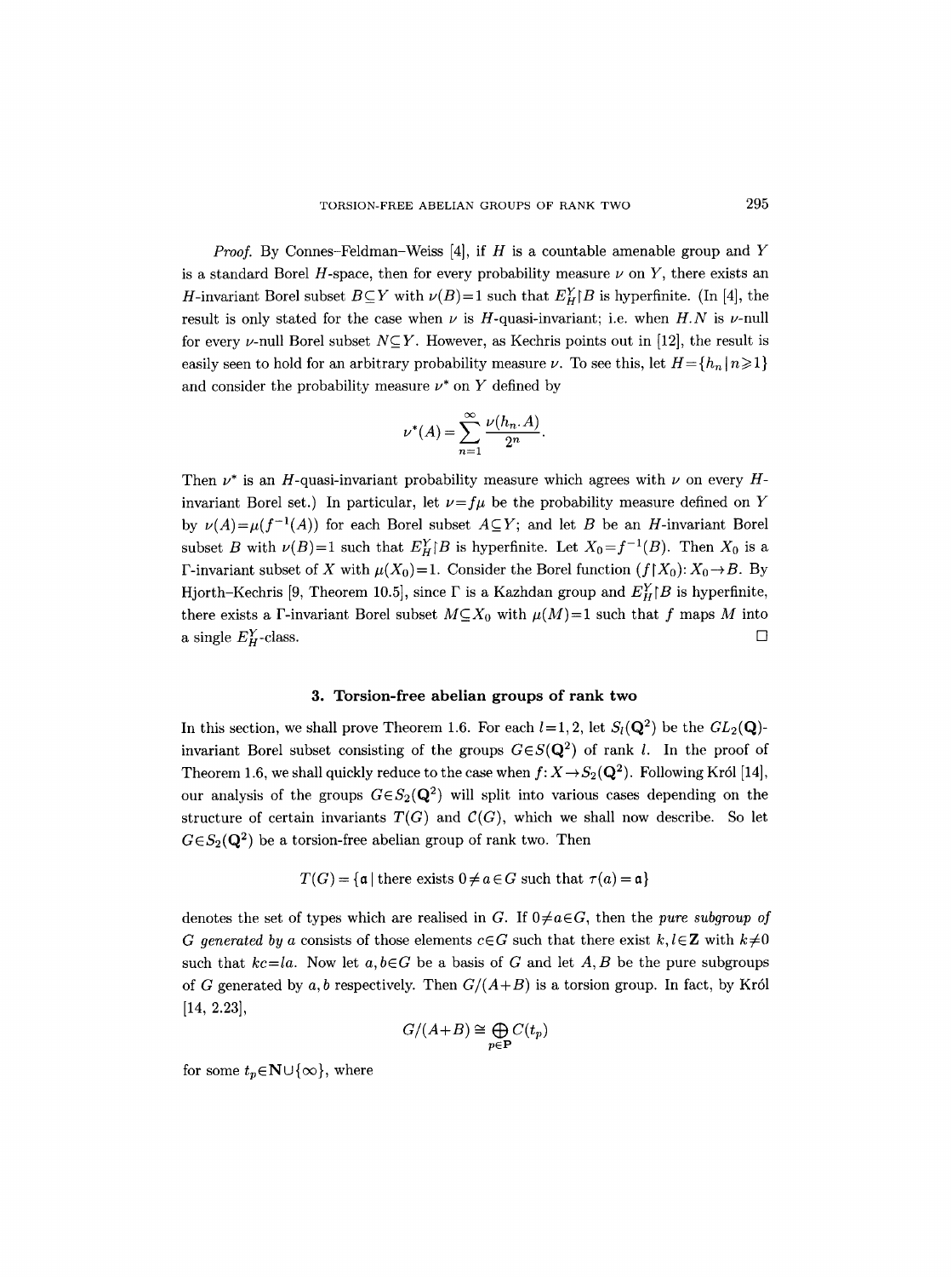*Proof.* By Connes–Feldman–Weiss [4], if $H$ is a countable amenable group and $Y$ is a standard Borel $H$-space, then for every probability measure $\nu$ on $Y$, there exists an $H$-invariant Borel subset $B \subseteq Y$ with $\nu(B)=1$ such that $E_H^Y \restriction B$ is hyperfinite. (In [4], the result is only stated for the case when $\nu$ is $H$-quasi-invariant; i.e. when $H.N$ is $\nu$-null for every $\nu$-null Borel subset $N \subseteq Y$. However, as Kechris points out in [12], the result is easily seen to hold for an arbitrary probability measure $\nu$. To see this, let $H=\{h_n \mid n \geqslant 1\}$ and consider the probability measure $\nu^*$ on $Y$ defined by

$$\nu^*(A) = \sum_{n=1}^{\infty} \frac{\nu(h_n.A)}{2^n}.$$

Then $\nu^*$ is an $H$-quasi-invariant probability measure which agrees with $\nu$ on every $H$-invariant Borel set.) In particular, let $\nu = f\mu$ be the probability measure defined on $Y$ by $\nu(A)=\mu(f^{-1}(A))$ for each Borel subset $A \subseteq Y$; and let $B$ be an $H$-invariant Borel subset $B$ with $\nu(B)=1$ such that $E_H^Y \restriction B$ is hyperfinite. Let $X_0 = f^{-1}(B)$. Then $X_0$ is a $\Gamma$-invariant subset of $X$ with $\mu(X_0)=1$. Consider the Borel function $(f \restriction X_0)\colon X_0 \to B$. By Hjorth–Kechris [9, Theorem 10.5], since $\Gamma$ is a Kazhdan group and $E_H^Y \restriction B$ is hyperfinite, there exists a $\Gamma$-invariant Borel subset $M \subseteq X_0$ with $\mu(M)=1$ such that $f$ maps $M$ into a single $E_H^Y$-class. $\square$

## 3. Torsion-free abelian groups of rank two

In this section, we shall prove Theorem 1.6. For each $l=1,2$, let $S_l(\mathbf{Q}^2)$ be the $GL_2(\mathbf{Q})$-invariant Borel subset consisting of the groups $G \in S(\mathbf{Q}^2)$ of rank $l$. In the proof of Theorem 1.6, we shall quickly reduce to the case when $f\colon X \to S_2(\mathbf{Q}^2)$. Following Król [14], our analysis of the groups $G \in S_2(\mathbf{Q}^2)$ will split into various cases depending on the structure of certain invariants $T(G)$ and $\mathcal{C}(G)$, which we shall now describe. So let $G \in S_2(\mathbf{Q}^2)$ be a torsion-free abelian group of rank two. Then

$$T(G) = \{\mathfrak{a} \mid \text{there exists } 0 \neq a \in G \text{ such that } \tau(a) = \mathfrak{a}\}$$

denotes the set of types which are realised in $G$. If $0 \neq a \in G$, then the *pure subgroup of $G$ generated by $a$* consists of those elements $c \in G$ such that there exist $k,l \in \mathbf{Z}$ with $k \neq 0$ such that $kc = la$. Now let $a,b \in G$ be a basis of $G$ and let $A,B$ be the pure subgroups of $G$ generated by $a,b$ respectively. Then $G/(A+B)$ is a torsion group. In fact, by Król [14, 2.23],

$$G/(A+B) \cong \bigoplus_{p \in \mathbf{P}} C(t_p)$$

for some $t_p \in \mathbf{N} \cup \{\infty\}$, where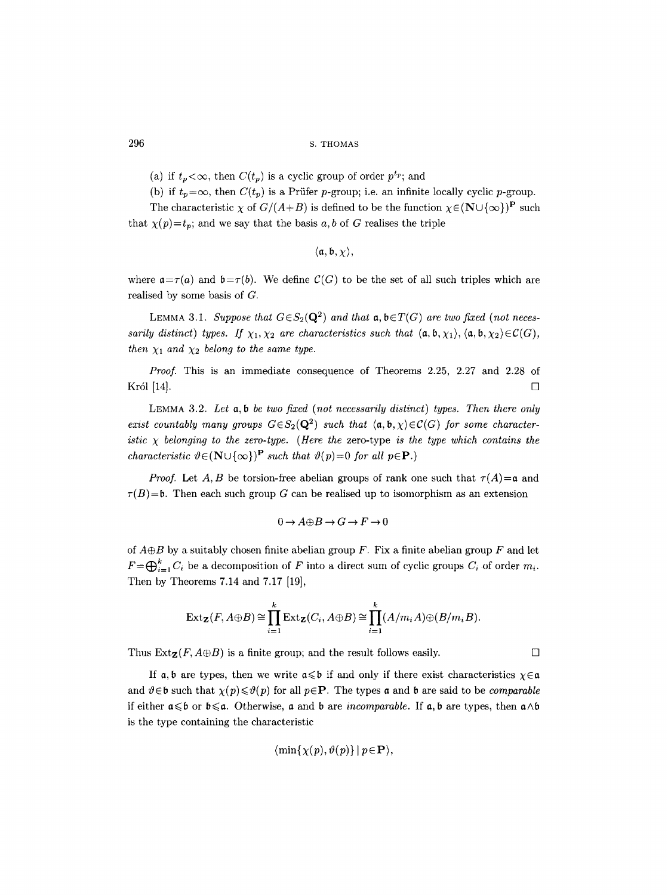(a) if $t_p < \infty$, then $C(t_p)$ is a cyclic group of order $p^{t_p}$; and

(b) if $t_p = \infty$, then $C(t_p)$ is a Prüfer $p$-group; i.e. an infinite locally cyclic $p$-group.

The characteristic $\chi$ of $G/(A+B)$ is defined to be the function $\chi \in (\mathbf{N} \cup \{\infty\})^{\mathbf{P}}$ such that $\chi(p) = t_p$; and we say that the basis $a, b$ of $G$ realises the triple

$$\langle \mathfrak{a}, \mathfrak{b}, \chi \rangle,$$

where $\mathfrak{a} = \tau(a)$ and $\mathfrak{b} = \tau(b)$. We define $\mathcal{C}(G)$ to be the set of all such triples which are realised by some basis of $G$.

LEMMA 3.1. *Suppose that $G \in S_2(\mathbf{Q}^2)$ and that $\mathfrak{a}, \mathfrak{b} \in T(G)$ are two fixed (not necessarily distinct) types. If $\chi_1, \chi_2$ are characteristics such that $\langle \mathfrak{a}, \mathfrak{b}, \chi_1 \rangle, \langle \mathfrak{a}, \mathfrak{b}, \chi_2 \rangle \in \mathcal{C}(G)$, then $\chi_1$ and $\chi_2$ belong to the same type.*

*Proof.* This is an immediate consequence of Theorems 2.25, 2.27 and 2.28 of Król [14]. □

LEMMA 3.2. *Let $\mathfrak{a}, \mathfrak{b}$ be two fixed (not necessarily distinct) types. Then there only exist countably many groups $G \in S_2(\mathbf{Q}^2)$ such that $\langle \mathfrak{a}, \mathfrak{b}, \chi \rangle \in \mathcal{C}(G)$ for some characteristic $\chi$ belonging to the zero-type. (Here the* zero-type *is the type which contains the characteristic $\vartheta \in (\mathbf{N} \cup \{\infty\})^{\mathbf{P}}$ such that $\vartheta(p) = 0$ for all $p \in \mathbf{P}$.)*

*Proof.* Let $A, B$ be torsion-free abelian groups of rank one such that $\tau(A) = \mathfrak{a}$ and $\tau(B) = \mathfrak{b}$. Then each such group $G$ can be realised up to isomorphism as an extension

$$0 \to A \oplus B \to G \to F \to 0$$

of $A \oplus B$ by a suitably chosen finite abelian group $F$. Fix a finite abelian group $F$ and let $F = \bigoplus_{i=1}^{k} C_i$ be a decomposition of $F$ into a direct sum of cyclic groups $C_i$ of order $m_i$. Then by Theorems 7.14 and 7.17 [19],

$$\operatorname{Ext}_{\mathbf{Z}}(F, A \oplus B) \cong \prod_{i=1}^{k} \operatorname{Ext}_{\mathbf{Z}}(C_i, A \oplus B) \cong \prod_{i=1}^{k} (A/m_i A) \oplus (B/m_i B).$$

Thus $\operatorname{Ext}_{\mathbf{Z}}(F, A \oplus B)$ is a finite group; and the result follows easily. □

If $\mathfrak{a}, \mathfrak{b}$ are types, then we write $\mathfrak{a} \leqslant \mathfrak{b}$ if and only if there exist characteristics $\chi \in \mathfrak{a}$ and $\vartheta \in \mathfrak{b}$ such that $\chi(p) \leqslant \vartheta(p)$ for all $p \in \mathbf{P}$. The types $\mathfrak{a}$ and $\mathfrak{b}$ are said to be *comparable* if either $\mathfrak{a} \leqslant \mathfrak{b}$ or $\mathfrak{b} \leqslant \mathfrak{a}$. Otherwise, $\mathfrak{a}$ and $\mathfrak{b}$ are *incomparable*. If $\mathfrak{a}, \mathfrak{b}$ are types, then $\mathfrak{a} \wedge \mathfrak{b}$ is the type containing the characteristic

$$\langle \min\{\chi(p), \vartheta(p)\} \mid p \in \mathbf{P} \rangle,$$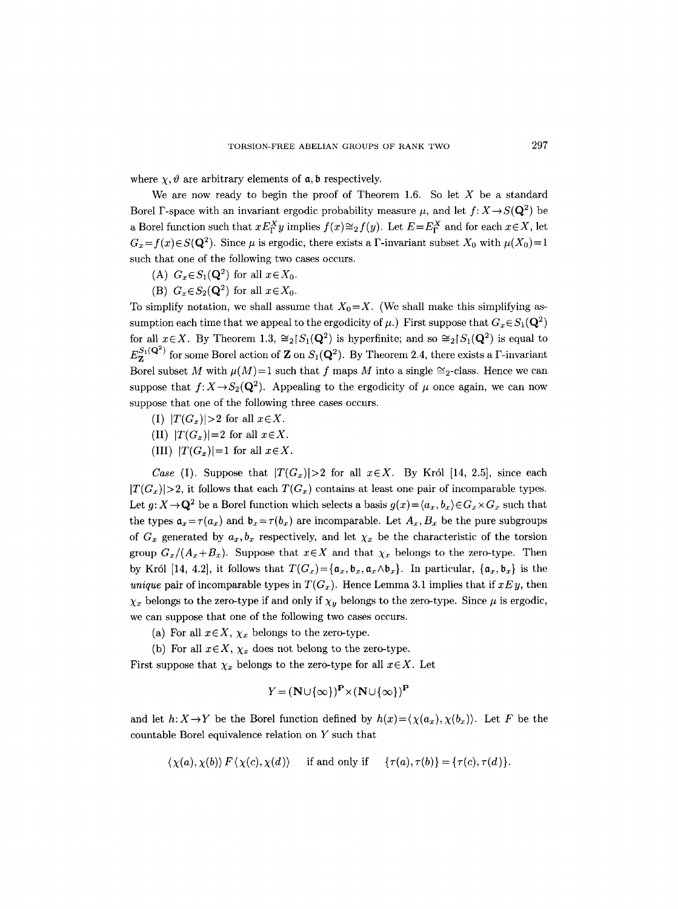where $\chi, \vartheta$ are arbitrary elements of $\mathfrak{a}, \mathfrak{b}$ respectively.

We are now ready to begin the proof of Theorem 1.6. So let $X$ be a standard Borel $\Gamma$-space with an invariant ergodic probability measure $\mu$, and let $f: X \to S(\mathbf{Q}^2)$ be a Borel function such that $x E_\Gamma^X y$ implies $f(x) \cong_2 f(y)$. Let $E = E_\Gamma^X$ and for each $x \in X$, let $G_x = f(x) \in S(\mathbf{Q}^2)$. Since $\mu$ is ergodic, there exists a $\Gamma$-invariant subset $X_0$ with $\mu(X_0) = 1$ such that one of the following two cases occurs.

(A) $G_x \in S_1(\mathbf{Q}^2)$ for all $x \in X_0$.

(B) $G_x \in S_2(\mathbf{Q}^2)$ for all $x \in X_0$.

To simplify notation, we shall assume that $X_0 = X$. (We shall make this simplifying assumption each time that we appeal to the ergodicity of $\mu$.) First suppose that $G_x \in S_1(\mathbf{Q}^2)$ for all $x \in X$. By Theorem 1.3, $\cong_2 \restriction S_1(\mathbf{Q}^2)$ is hyperfinite; and so $\cong_2 \restriction S_1(\mathbf{Q}^2)$ is equal to $E_{\mathbf{Z}}^{S_1(\mathbf{Q}^2)}$ for some Borel action of $\mathbf{Z}$ on $S_1(\mathbf{Q}^2)$. By Theorem 2.4, there exists a $\Gamma$-invariant Borel subset $M$ with $\mu(M) = 1$ such that $f$ maps $M$ into a single $\cong_2$-class. Hence we can suppose that $f: X \to S_2(\mathbf{Q}^2)$. Appealing to the ergodicity of $\mu$ once again, we can now suppose that one of the following three cases occurs.

(I) $|T(G_x)| > 2$ for all $x \in X$.

(II) $|T(G_x)| = 2$ for all $x \in X$.

(III) $|T(G_x)| = 1$ for all $x \in X$.

*Case* (I). Suppose that $|T(G_x)| > 2$ for all $x \in X$. By Król [14, 2.5], since each $|T(G_x)| > 2$, it follows that each $T(G_x)$ contains at least one pair of incomparable types. Let $g: X \to \mathbf{Q}^2$ be a Borel function which selects a basis $g(x) = \langle a_x, b_x \rangle \in G_x \times G_x$ such that the types $\mathfrak{a}_x = \tau(a_x)$ and $\mathfrak{b}_x = \tau(b_x)$ are incomparable. Let $A_x, B_x$ be the pure subgroups of $G_x$ generated by $a_x, b_x$ respectively, and let $\chi_x$ be the characteristic of the torsion group $G_x/(A_x + B_x)$. Suppose that $x \in X$ and that $\chi_x$ belongs to the zero-type. Then by Król [14, 4.2], it follows that $T(G_x) = \{\mathfrak{a}_x, \mathfrak{b}_x, \mathfrak{a}_x \wedge \mathfrak{b}_x\}$. In particular, $\{\mathfrak{a}_x, \mathfrak{b}_x\}$ is the *unique* pair of incomparable types in $T(G_x)$. Hence Lemma 3.1 implies that if $x E y$, then $\chi_x$ belongs to the zero-type if and only if $\chi_y$ belongs to the zero-type. Since $\mu$ is ergodic, we can suppose that one of the following two cases occurs.

(a) For all $x \in X$, $\chi_x$ belongs to the zero-type.

(b) For all $x \in X$, $\chi_x$ does not belong to the zero-type.

First suppose that $\chi_x$ belongs to the zero-type for all $x \in X$. Let

$$Y = (\mathbf{N} \cup \{\infty\})^{\mathbf{P}} \times (\mathbf{N} \cup \{\infty\})^{\mathbf{P}}$$

and let $h: X \to Y$ be the Borel function defined by $h(x) = \langle \chi(a_x), \chi(b_x) \rangle$. Let $F$ be the countable Borel equivalence relation on $Y$ such that

$$\langle \chi(a), \chi(b) \rangle \, F \, \langle \chi(c), \chi(d) \rangle \quad \text{if and only if} \quad \{\tau(a), \tau(b)\} = \{\tau(c), \tau(d)\}.$$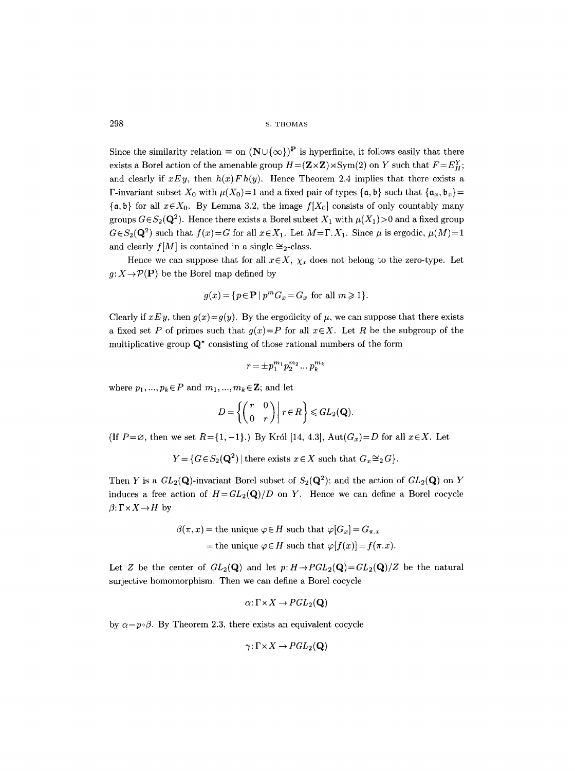Since the similarity relation $\equiv$ on $(\mathbf{N}\cup\{\infty\})^{\mathbf{P}}$ is hyperfinite, it follows easily that there exists a Borel action of the amenable group $H=(\mathbf{Z}\times\mathbf{Z})\rtimes\mathrm{Sym}(2)$ on $Y$ such that $F=E_H^Y$; and clearly if $xEy$, then $h(x)\,F\,h(y)$. Hence Theorem 2.4 implies that there exists a $\Gamma$-invariant subset $X_0$ with $\mu(X_0)=1$ and a fixed pair of types $\{\mathfrak{a},\mathfrak{b}\}$ such that $\{\mathfrak{a}_x,\mathfrak{b}_x\}=\{\mathfrak{a},\mathfrak{b}\}$ for all $x\in X_0$. By Lemma 3.2, the image $f[X_0]$ consists of only countably many groups $G\in S_2(\mathbf{Q}^2)$. Hence there exists a Borel subset $X_1$ with $\mu(X_1)>0$ and a fixed group $G\in S_2(\mathbf{Q}^2)$ such that $f(x)=G$ for all $x\in X_1$. Let $M=\Gamma.X_1$. Since $\mu$ is ergodic, $\mu(M)=1$ and clearly $f[M]$ is contained in a single $\cong_2$-class.

Hence we can suppose that for all $x\in X$, $\chi_x$ does not belong to the zero-type. Let $g\colon X\to\mathcal{P}(\mathbf{P})$ be the Borel map defined by

$$g(x)=\{p\in\mathbf{P}\mid p^mG_x=G_x \text{ for all } m\geqslant 1\}.$$

Clearly if $xEy$, then $g(x)=g(y)$. By the ergodicity of $\mu$, we can suppose that there exists a fixed set $P$ of primes such that $g(x)=P$ for all $x\in X$. Let $R$ be the subgroup of the multiplicative group $\mathbf{Q}^*$ consisting of those rational numbers of the form

$$r=\pm p_1^{m_1}p_2^{m_2}\dots p_k^{m_k}$$

where $p_1,\dots,p_k\in P$ and $m_1,\dots,m_k\in\mathbf{Z}$; and let

$$D=\left\{\begin{pmatrix} r & 0\\ 0 & r\end{pmatrix}\,\middle|\, r\in R\right\}\leqslant GL_2(\mathbf{Q}).$$

(If $P=\varnothing$, then we set $R=\{1,-1\}$.) By Król [14, 4.3], $\mathrm{Aut}(G_x)=D$ for all $x\in X$. Let

$$Y=\{G\in S_2(\mathbf{Q}^2)\mid \text{there exists } x\in X \text{ such that } G_x\cong_2 G\}.$$

Then $Y$ is a $GL_2(\mathbf{Q})$-invariant Borel subset of $S_2(\mathbf{Q}^2)$; and the action of $GL_2(\mathbf{Q})$ on $Y$ induces a free action of $H=GL_2(\mathbf{Q})/D$ on $Y$. Hence we can define a Borel cocycle $\beta\colon\Gamma\times X\to H$ by

$$\begin{aligned}\beta(\pi,x)&=\text{the unique } \varphi\in H \text{ such that } \varphi[G_x]=G_{\pi.x}\\ &=\text{the unique } \varphi\in H \text{ such that } \varphi[f(x)]=f(\pi.x).\end{aligned}$$

Let $Z$ be the center of $GL_2(\mathbf{Q})$ and let $p\colon H\to PGL_2(\mathbf{Q})=GL_2(\mathbf{Q})/Z$ be the natural surjective homomorphism. Then we can define a Borel cocycle

$$\alpha\colon\Gamma\times X\to PGL_2(\mathbf{Q})$$

by $\alpha=p\circ\beta$. By Theorem 2.3, there exists an equivalent cocycle

$$\gamma\colon\Gamma\times X\to PGL_2(\mathbf{Q})$$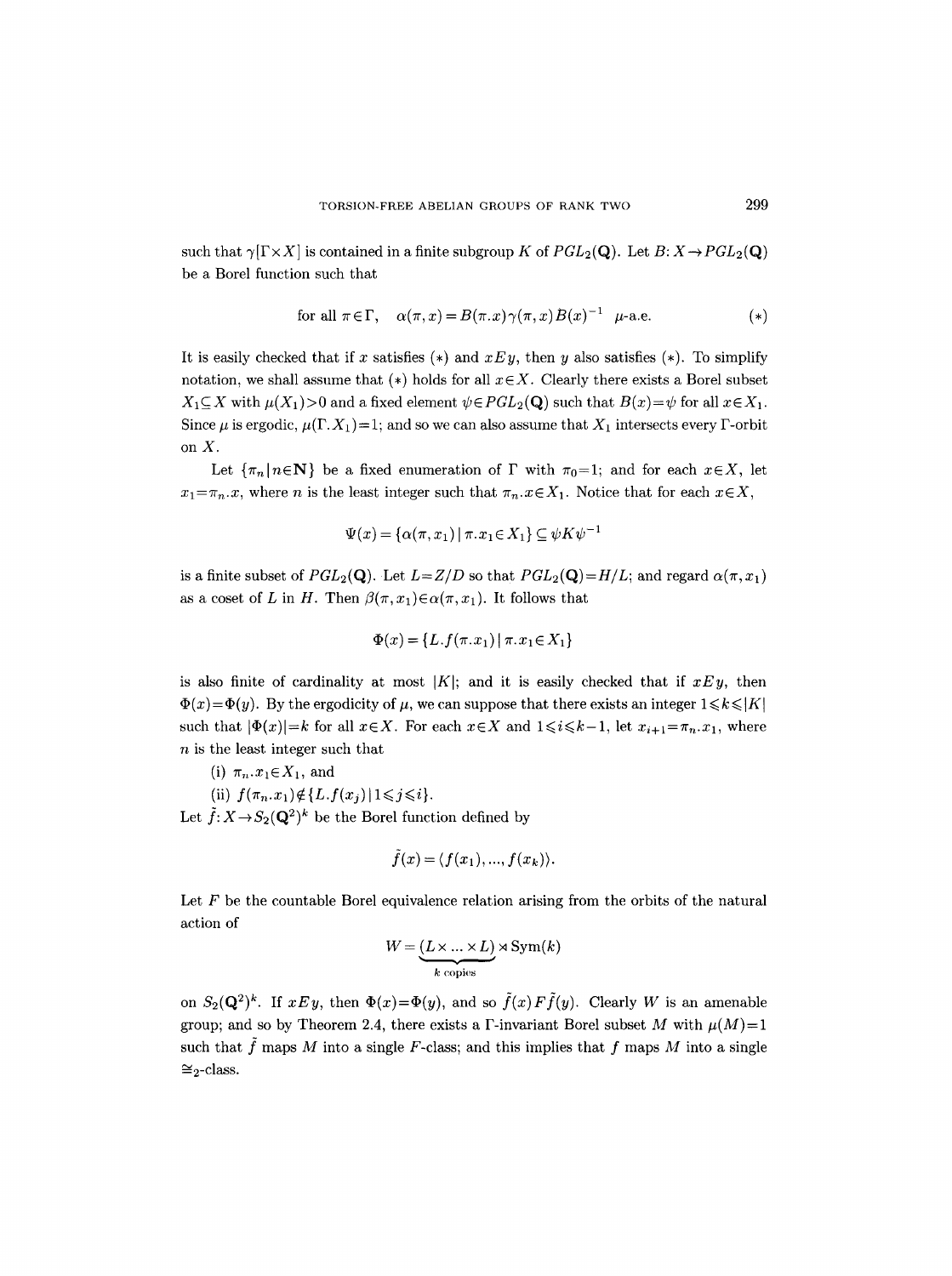such that $\gamma[\Gamma\times X]$ is contained in a finite subgroup $K$ of $PGL_2(\mathbf{Q})$. Let $B\colon X\to PGL_2(\mathbf{Q})$ be a Borel function such that

$$\text{for all } \pi\in\Gamma,\quad \alpha(\pi,x)=B(\pi.x)\gamma(\pi,x)B(x)^{-1}\ \ \mu\text{-a.e.} \tag{$*$}$$

It is easily checked that if $x$ satisfies $(*)$ and $xEy$, then $y$ also satisfies $(*)$. To simplify notation, we shall assume that $(*)$ holds for all $x\in X$. Clearly there exists a Borel subset $X_1\subseteq X$ with $\mu(X_1)>0$ and a fixed element $\psi\in PGL_2(\mathbf{Q})$ such that $B(x)=\psi$ for all $x\in X_1$. Since $\mu$ is ergodic, $\mu(\Gamma.X_1)=1$; and so we can also assume that $X_1$ intersects every $\Gamma$-orbit on $X$.

Let $\{\pi_n\mid n\in\mathbf{N}\}$ be a fixed enumeration of $\Gamma$ with $\pi_0=1$; and for each $x\in X$, let $x_1=\pi_n.x$, where $n$ is the least integer such that $\pi_n.x\in X_1$. Notice that for each $x\in X$,

$$\Psi(x)=\{\alpha(\pi,x_1)\mid \pi.x_1\in X_1\}\subseteq \psi K\psi^{-1}$$

is a finite subset of $PGL_2(\mathbf{Q})$. Let $L=Z/D$ so that $PGL_2(\mathbf{Q})=H/L$; and regard $\alpha(\pi,x_1)$ as a coset of $L$ in $H$. Then $\beta(\pi,x_1)\in\alpha(\pi,x_1)$. It follows that

$$\Phi(x)=\{L.f(\pi.x_1)\mid \pi.x_1\in X_1\}$$

is also finite of cardinality at most $|K|$; and it is easily checked that if $xEy$, then $\Phi(x)=\Phi(y)$. By the ergodicity of $\mu$, we can suppose that there exists an integer $1\leqslant k\leqslant|K|$ such that $|\Phi(x)|=k$ for all $x\in X$. For each $x\in X$ and $1\leqslant i\leqslant k-1$, let $x_{i+1}=\pi_n.x_1$, where $n$ is the least integer such that

(i) $\pi_n.x_1\in X_1$, and

(ii) $f(\pi_n.x_1)\notin\{L.f(x_j)\mid 1\leqslant j\leqslant i\}$.

Let $\tilde{f}\colon X\to S_2(\mathbf{Q}^2)^k$ be the Borel function defined by

$$\tilde{f}(x)=\langle f(x_1),\dots,f(x_k)\rangle.$$

Let $F$ be the countable Borel equivalence relation arising from the orbits of the natural action of

$$W=\underbrace{(L\times\dots\times L)}_{k\text{ copies}}\rtimes\operatorname{Sym}(k)$$

on $S_2(\mathbf{Q}^2)^k$. If $xEy$, then $\Phi(x)=\Phi(y)$, and so $\tilde{f}(x)F\tilde{f}(y)$. Clearly $W$ is an amenable group; and so by Theorem 2.4, there exists a $\Gamma$-invariant Borel subset $M$ with $\mu(M)=1$ such that $\tilde{f}$ maps $M$ into a single $F$-class; and this implies that $f$ maps $M$ into a single $\cong_2$-class.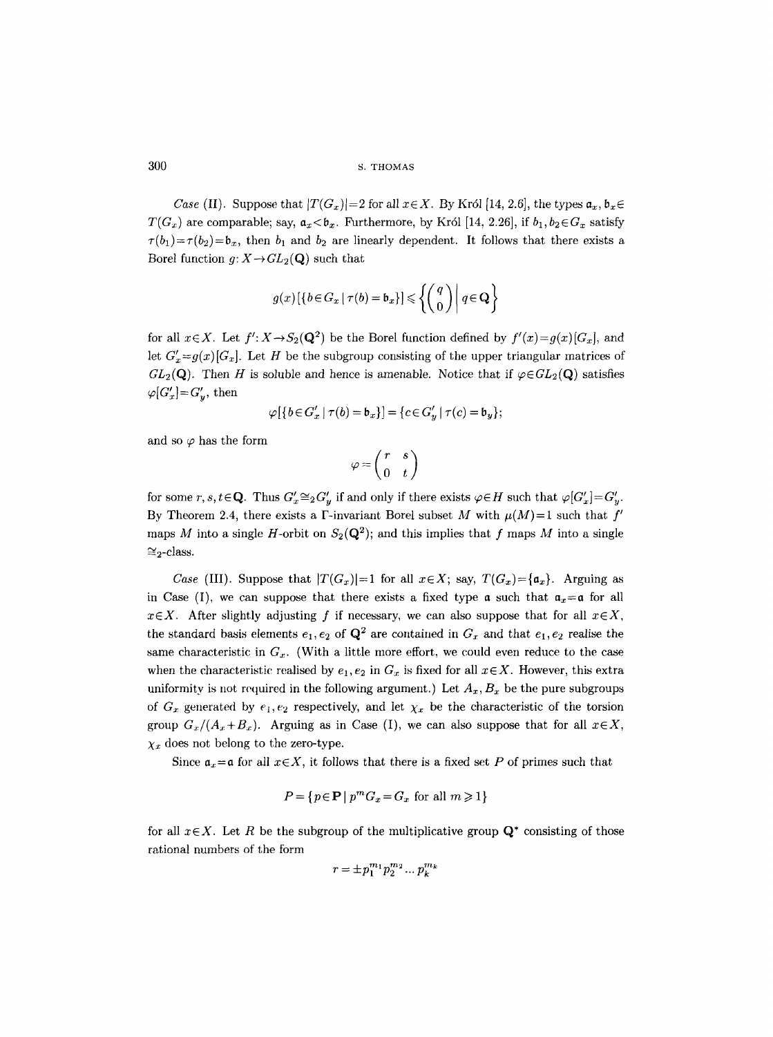*Case* (II). Suppose that $|T(G_x)|=2$ for all $x\in X$. By Król [14, 2.6], the types $\mathfrak{a}_x, \mathfrak{b}_x \in T(G_x)$ are comparable; say, $\mathfrak{a}_x < \mathfrak{b}_x$. Furthermore, by Król [14, 2.26], if $b_1, b_2 \in G_x$ satisfy $\tau(b_1)=\tau(b_2)=\mathfrak{b}_x$, then $b_1$ and $b_2$ are linearly dependent. It follows that there exists a Borel function $g: X \to GL_2(\mathbf{Q})$ such that

$$g(x)[\{b\in G_x \mid \tau(b)=\mathfrak{b}_x\}] \leqslant \left\{ \begin{pmatrix} q \\ 0 \end{pmatrix} \,\middle|\, q\in\mathbf{Q} \right\}$$

for all $x\in X$. Let $f': X\to S_2(\mathbf{Q}^2)$ be the Borel function defined by $f'(x)=g(x)[G_x]$, and let $G'_x = g(x)[G_x]$. Let $H$ be the subgroup consisting of the upper triangular matrices of $GL_2(\mathbf{Q})$. Then $H$ is soluble and hence is amenable. Notice that if $\varphi \in GL_2(\mathbf{Q})$ satisfies $\varphi[G'_x]=G'_y$, then

$$\varphi[\{b\in G'_x \mid \tau(b)=\mathfrak{b}_x\}] = \{c\in G'_y \mid \tau(c)=\mathfrak{b}_y\};$$

and so $\varphi$ has the form

$$\varphi = \begin{pmatrix} r & s \\ 0 & t \end{pmatrix}$$

for some $r,s,t\in\mathbf{Q}$. Thus $G'_x \cong_2 G'_y$ if and only if there exists $\varphi\in H$ such that $\varphi[G'_x]=G'_y$. By Theorem 2.4, there exists a $\Gamma$-invariant Borel subset $M$ with $\mu(M)=1$ such that $f'$ maps $M$ into a single $H$-orbit on $S_2(\mathbf{Q}^2)$; and this implies that $f$ maps $M$ into a single $\cong_2$-class.

*Case* (III). Suppose that $|T(G_x)|=1$ for all $x\in X$; say, $T(G_x)=\{\mathfrak{a}_x\}$. Arguing as in Case (I), we can suppose that there exists a fixed type $\mathfrak{a}$ such that $\mathfrak{a}_x=\mathfrak{a}$ for all $x\in X$. After slightly adjusting $f$ if necessary, we can also suppose that for all $x\in X$, the standard basis elements $e_1, e_2$ of $\mathbf{Q}^2$ are contained in $G_x$ and that $e_1, e_2$ realise the same characteristic in $G_x$. (With a little more effort, we could even reduce to the case when the characteristic realised by $e_1, e_2$ in $G_x$ is fixed for all $x\in X$. However, this extra uniformity is not required in the following argument.) Let $A_x, B_x$ be the pure subgroups of $G_x$ generated by $e_1, e_2$ respectively, and let $\chi_x$ be the characteristic of the torsion group $G_x/(A_x+B_x)$. Arguing as in Case (I), we can also suppose that for all $x\in X$, $\chi_x$ does not belong to the zero-type.

Since $\mathfrak{a}_x=\mathfrak{a}$ for all $x\in X$, it follows that there is a fixed set $P$ of primes such that

$$P=\{p\in\mathbf{P} \mid p^m G_x = G_x \text{ for all } m\geqslant 1\}$$

for all $x\in X$. Let $R$ be the subgroup of the multiplicative group $\mathbf{Q}^*$ consisting of those rational numbers of the form

$$r=\pm p_1^{m_1} p_2^{m_2} \dots p_k^{m_k}$$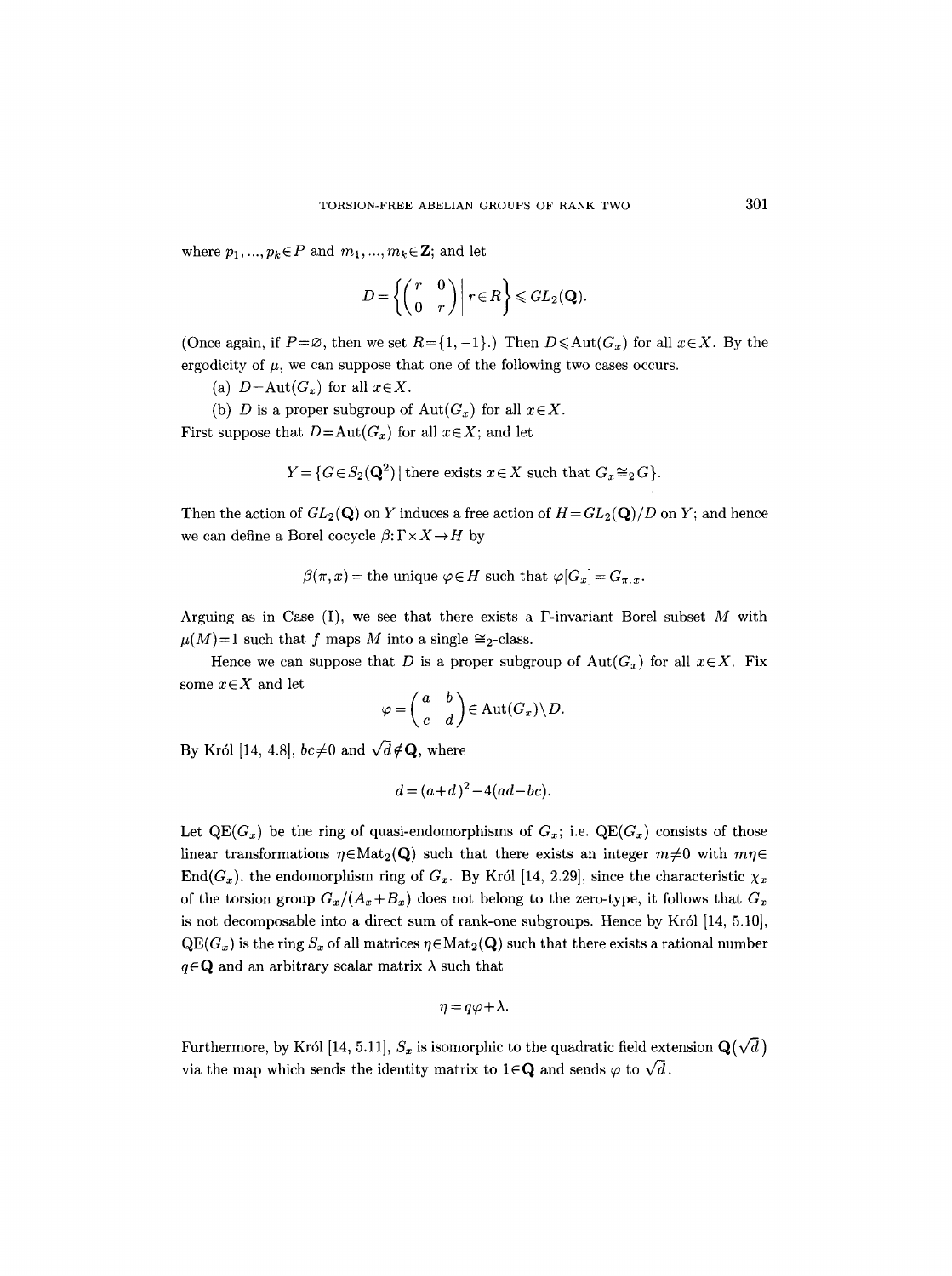where $p_1, ..., p_k \in P$ and $m_1, ..., m_k \in \mathbf{Z}$; and let

$$D = \left\{ \begin{pmatrix} r & 0 \\ 0 & r \end{pmatrix} \,\middle|\, r \in R \right\} \leqslant GL_2(\mathbf{Q}).$$

(Once again, if $P = \varnothing$, then we set $R = \{1, -1\}$.) Then $D \leqslant \mathrm{Aut}(G_x)$ for all $x \in X$. By the ergodicity of $\mu$, we can suppose that one of the following two cases occurs.

(a) $D = \mathrm{Aut}(G_x)$ for all $x \in X$.

(b) $D$ is a proper subgroup of $\mathrm{Aut}(G_x)$ for all $x \in X$.

First suppose that $D = \mathrm{Aut}(G_x)$ for all $x \in X$; and let

$$Y = \{G \in S_2(\mathbf{Q}^2) \mid \text{there exists } x \in X \text{ such that } G_x \cong_2 G\}.$$

Then the action of $GL_2(\mathbf{Q})$ on $Y$ induces a free action of $H = GL_2(\mathbf{Q})/D$ on $Y$; and hence we can define a Borel cocycle $\beta: \Gamma \times X \to H$ by

$$\beta(\pi, x) = \text{the unique } \varphi \in H \text{ such that } \varphi[G_x] = G_{\pi \cdot x}.$$

Arguing as in Case (I), we see that there exists a $\Gamma$-invariant Borel subset $M$ with $\mu(M) = 1$ such that $f$ maps $M$ into a single $\cong_2$-class.

Hence we can suppose that $D$ is a proper subgroup of $\mathrm{Aut}(G_x)$ for all $x \in X$. Fix some $x \in X$ and let

$$\varphi = \begin{pmatrix} a & b \\ c & d \end{pmatrix} \in \mathrm{Aut}(G_x) \setminus D.$$

By Król [14, 4.8], $bc \neq 0$ and $\sqrt{d} \notin \mathbf{Q}$, where

$$d = (a+d)^2 - 4(ad - bc).$$

Let $\mathrm{QE}(G_x)$ be the ring of quasi-endomorphisms of $G_x$; i.e. $\mathrm{QE}(G_x)$ consists of those linear transformations $\eta \in \mathrm{Mat}_2(\mathbf{Q})$ such that there exists an integer $m \neq 0$ with $m\eta \in \mathrm{End}(G_x)$, the endomorphism ring of $G_x$. By Król [14, 2.29], since the characteristic $\chi_x$ of the torsion group $G_x/(A_x + B_x)$ does not belong to the zero-type, it follows that $G_x$ is not decomposable into a direct sum of rank-one subgroups. Hence by Król [14, 5.10], $\mathrm{QE}(G_x)$ is the ring $S_x$ of all matrices $\eta \in \mathrm{Mat}_2(\mathbf{Q})$ such that there exists a rational number $q \in \mathbf{Q}$ and an arbitrary scalar matrix $\lambda$ such that

$$\eta = q\varphi + \lambda.$$

Furthermore, by Król [14, 5.11], $S_x$ is isomorphic to the quadratic field extension $\mathbf{Q}(\sqrt{d})$ via the map which sends the identity matrix to $1 \in \mathbf{Q}$ and sends $\varphi$ to $\sqrt{d}$.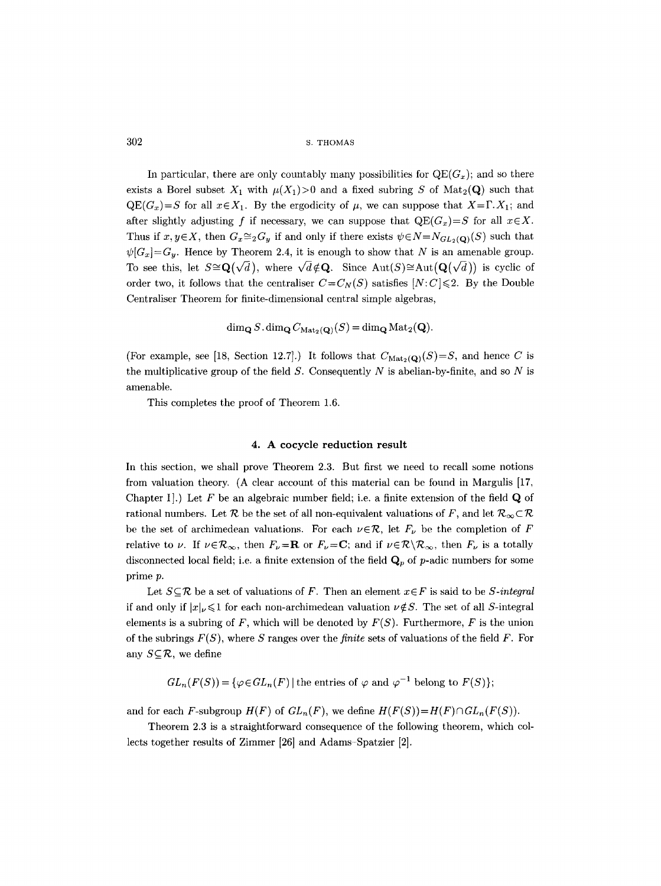In particular, there are only countably many possibilities for $\mathrm{QE}(G_x)$; and so there exists a Borel subset $X_1$ with $\mu(X_1)>0$ and a fixed subring $S$ of $\mathrm{Mat}_2(\mathbf{Q})$ such that $\mathrm{QE}(G_x)=S$ for all $x\in X_1$. By the ergodicity of $\mu$, we can suppose that $X=\Gamma.X_1$; and after slightly adjusting $f$ if necessary, we can suppose that $\mathrm{QE}(G_x)=S$ for all $x\in X$. Thus if $x,y\in X$, then $G_x\cong_2 G_y$ if and only if there exists $\psi\in N=N_{GL_2(\mathbf{Q})}(S)$ such that $\psi[G_x]=G_y$. Hence by Theorem 2.4, it is enough to show that $N$ is an amenable group. To see this, let $S\cong\mathbf{Q}(\sqrt{d})$, where $\sqrt{d}\notin\mathbf{Q}$. Since $\mathrm{Aut}(S)\cong\mathrm{Aut}(\mathbf{Q}(\sqrt{d}))$ is cyclic of order two, it follows that the centraliser $C=C_N(S)$ satisfies $[N:C]\leqslant 2$. By the Double Centraliser Theorem for finite-dimensional central simple algebras,

$$\dim_{\mathbf{Q}} S.\dim_{\mathbf{Q}} C_{\mathrm{Mat}_2(\mathbf{Q})}(S)=\dim_{\mathbf{Q}}\mathrm{Mat}_2(\mathbf{Q}).$$

(For example, see [18, Section 12.7].) It follows that $C_{\mathrm{Mat}_2(\mathbf{Q})}(S)=S$, and hence $C$ is the multiplicative group of the field $S$. Consequently $N$ is abelian-by-finite, and so $N$ is amenable.

This completes the proof of Theorem 1.6.

## 4. A cocycle reduction result

In this section, we shall prove Theorem 2.3. But first we need to recall some notions from valuation theory. (A clear account of this material can be found in Margulis [17, Chapter I].) Let $F$ be an algebraic number field; i.e. a finite extension of the field $\mathbf{Q}$ of rational numbers. Let $\mathcal{R}$ be the set of all non-equivalent valuations of $F$, and let $\mathcal{R}_\infty\subset\mathcal{R}$ be the set of archimedean valuations. For each $\nu\in\mathcal{R}$, let $F_\nu$ be the completion of $F$ relative to $\nu$. If $\nu\in\mathcal{R}_\infty$, then $F_\nu=\mathbf{R}$ or $F_\nu=\mathbf{C}$; and if $\nu\in\mathcal{R}\setminus\mathcal{R}_\infty$, then $F_\nu$ is a totally disconnected local field; i.e. a finite extension of the field $\mathbf{Q}_p$ of $p$-adic numbers for some prime $p$.

Let $S\subseteq\mathcal{R}$ be a set of valuations of $F$. Then an element $x\in F$ is said to be *$S$-integral* if and only if $|x|_\nu\leqslant 1$ for each non-archimedean valuation $\nu\notin S$. The set of all $S$-integral elements is a subring of $F$, which will be denoted by $F(S)$. Furthermore, $F$ is the union of the subrings $F(S)$, where $S$ ranges over the *finite* sets of valuations of the field $F$. For any $S\subseteq\mathcal{R}$, we define

$$GL_n(F(S))=\{\varphi\in GL_n(F)\mid \text{the entries of } \varphi \text{ and } \varphi^{-1} \text{ belong to } F(S)\};$$

and for each $F$-subgroup $H(F)$ of $GL_n(F)$, we define $H(F(S))=H(F)\cap GL_n(F(S))$.

Theorem 2.3 is a straightforward consequence of the following theorem, which collects together results of Zimmer [26] and Adams–Spatzier [2].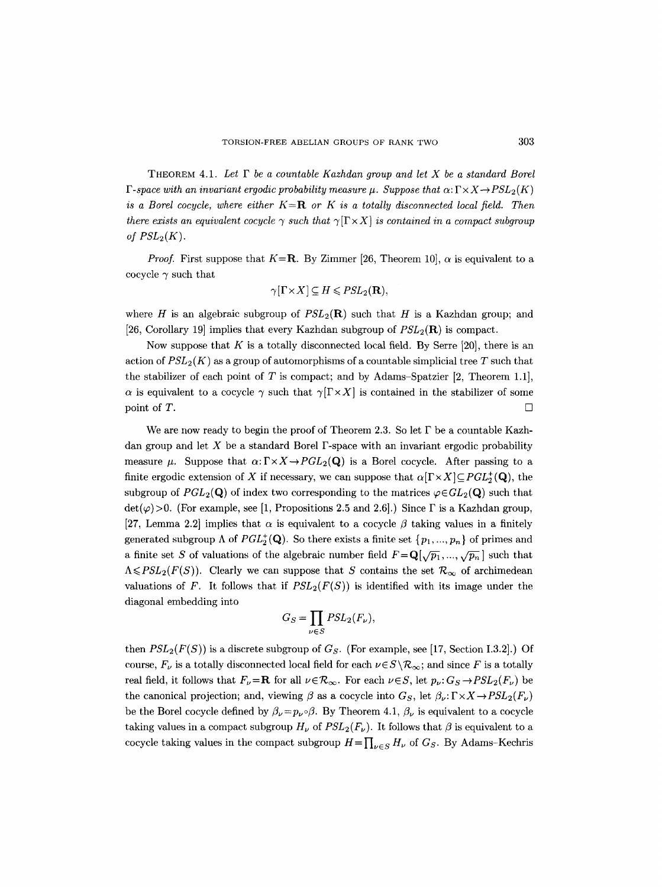THEOREM 4.1. *Let $\Gamma$ be a countable Kazhdan group and let $X$ be a standard Borel $\Gamma$-space with an invariant ergodic probability measure $\mu$. Suppose that $\alpha\colon\Gamma\times X\to PSL_2(K)$ is a Borel cocycle, where either $K=\mathbf{R}$ or $K$ is a totally disconnected local field. Then there exists an equivalent cocycle $\gamma$ such that $\gamma[\Gamma\times X]$ is contained in a compact subgroup of $PSL_2(K)$.*

*Proof.* First suppose that $K=\mathbf{R}$. By Zimmer [26, Theorem 10], $\alpha$ is equivalent to a cocycle $\gamma$ such that

$$\gamma[\Gamma\times X]\subseteq H\leqslant PSL_2(\mathbf{R}),$$

where $H$ is an algebraic subgroup of $PSL_2(\mathbf{R})$ such that $H$ is a Kazhdan group; and [26, Corollary 19] implies that every Kazhdan subgroup of $PSL_2(\mathbf{R})$ is compact.

Now suppose that $K$ is a totally disconnected local field. By Serre [20], there is an action of $PSL_2(K)$ as a group of automorphisms of a countable simplicial tree $T$ such that the stabilizer of each point of $T$ is compact; and by Adams–Spatzier [2, Theorem 1.1], $\alpha$ is equivalent to a cocycle $\gamma$ such that $\gamma[\Gamma\times X]$ is contained in the stabilizer of some point of $T$. $\square$

We are now ready to begin the proof of Theorem 2.3. So let $\Gamma$ be a countable Kazhdan group and let $X$ be a standard Borel $\Gamma$-space with an invariant ergodic probability measure $\mu$. Suppose that $\alpha\colon\Gamma\times X\to PGL_2(\mathbf{Q})$ is a Borel cocycle. After passing to a finite ergodic extension of $X$ if necessary, we can suppose that $\alpha[\Gamma\times X]\subseteq PGL_2^+(\mathbf{Q})$, the subgroup of $PGL_2(\mathbf{Q})$ of index two corresponding to the matrices $\varphi\in GL_2(\mathbf{Q})$ such that $\det(\varphi)>0$. (For example, see [1, Propositions 2.5 and 2.6].) Since $\Gamma$ is a Kazhdan group, [27, Lemma 2.2] implies that $\alpha$ is equivalent to a cocycle $\beta$ taking values in a finitely generated subgroup $\Lambda$ of $PGL_2^+(\mathbf{Q})$. So there exists a finite set $\{p_1,...,p_n\}$ of primes and a finite set $S$ of valuations of the algebraic number field $F=\mathbf{Q}[\sqrt{p_1},...,\sqrt{p_n}]$ such that $\Lambda\leqslant PSL_2(F(S))$. Clearly we can suppose that $S$ contains the set $\mathcal{R}_\infty$ of archimedean valuations of $F$. It follows that if $PSL_2(F(S))$ is identified with its image under the diagonal embedding into

$$G_S=\prod_{\nu\in S}PSL_2(F_\nu),$$

then $PSL_2(F(S))$ is a discrete subgroup of $G_S$. (For example, see [17, Section I.3.2].) Of course, $F_\nu$ is a totally disconnected local field for each $\nu\in S\setminus\mathcal{R}_\infty$; and since $F$ is a totally real field, it follows that $F_\nu=\mathbf{R}$ for all $\nu\in\mathcal{R}_\infty$. For each $\nu\in S$, let $p_\nu\colon G_S\to PSL_2(F_\nu)$ be the canonical projection; and, viewing $\beta$ as a cocycle into $G_S$, let $\beta_\nu\colon\Gamma\times X\to PSL_2(F_\nu)$ be the Borel cocycle defined by $\beta_\nu=p_\nu\circ\beta$. By Theorem 4.1, $\beta_\nu$ is equivalent to a cocycle taking values in a compact subgroup $H_\nu$ of $PSL_2(F_\nu)$. It follows that $\beta$ is equivalent to a cocycle taking values in the compact subgroup $H=\prod_{\nu\in S}H_\nu$ of $G_S$. By Adams–Kechris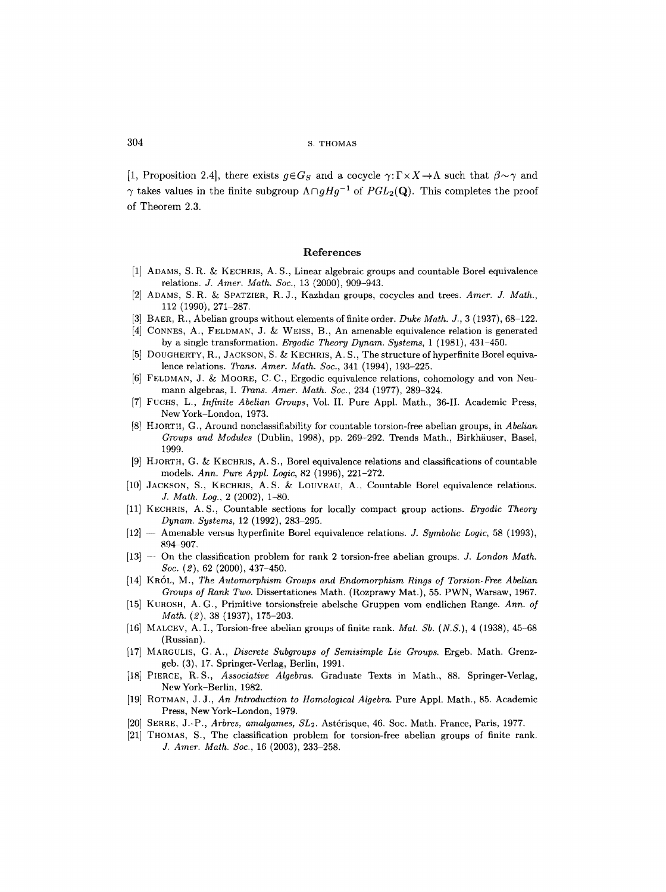[1, Proposition 2.4], there exists $g \in G_S$ and a cocycle $\gamma: \Gamma \times X \to \Lambda$ such that $\beta \sim \gamma$ and $\gamma$ takes values in the finite subgroup $\Lambda \cap gHg^{-1}$ of $PGL_2(\mathbf{Q})$. This completes the proof of Theorem 2.3.

## References

[1] Adams, S. R. & Kechris, A. S., Linear algebraic groups and countable Borel equivalence relations. *J. Amer. Math. Soc.*, 13 (2000), 909–943.

[2] Adams, S. R. & Spatzier, R. J., Kazhdan groups, cocycles and trees. *Amer. J. Math.*, 112 (1990), 271–287.

[3] Baer, R., Abelian groups without elements of finite order. *Duke Math. J.*, 3 (1937), 68–122.

[4] Connes, A., Feldman, J. & Weiss, B., An amenable equivalence relation is generated by a single transformation. *Ergodic Theory Dynam. Systems*, 1 (1981), 431–450.

[5] Dougherty, R., Jackson, S. & Kechris, A. S., The structure of hyperfinite Borel equivalence relations. *Trans. Amer. Math. Soc.*, 341 (1994), 193–225.

[6] Feldman, J. & Moore, C. C., Ergodic equivalence relations, cohomology and von Neumann algebras, I. *Trans. Amer. Math. Soc.*, 234 (1977), 289–324.

[7] Fuchs, L., *Infinite Abelian Groups*, Vol. II. Pure Appl. Math., 36-II. Academic Press, New York–London, 1973.

[8] Hjorth, G., Around nonclassifiability for countable torsion-free abelian groups, in *Abelian Groups and Modules* (Dublin, 1998), pp. 269–292. Trends Math., Birkhäuser, Basel, 1999.

[9] Hjorth, G. & Kechris, A. S., Borel equivalence relations and classifications of countable models. *Ann. Pure Appl. Logic*, 82 (1996), 221–272.

[10] Jackson, S., Kechris, A. S. & Louveau, A., Countable Borel equivalence relations. *J. Math. Log.*, 2 (2002), 1–80.

[11] Kechris, A. S., Countable sections for locally compact group actions. *Ergodic Theory Dynam. Systems*, 12 (1992), 283–295.

[12] — Amenable versus hyperfinite Borel equivalence relations. *J. Symbolic Logic*, 58 (1993), 894–907.

[13] — On the classification problem for rank 2 torsion-free abelian groups. *J. London Math. Soc. (2)*, 62 (2000), 437–450.

[14] Król, M., *The Automorphism Groups and Endomorphism Rings of Torsion-Free Abelian Groups of Rank Two*. Dissertationes Math. (Rozprawy Mat.), 55. PWN, Warsaw, 1967.

[15] Kurosh, A. G., Primitive torsionsfreie abelsche Gruppen vom endlichen Range. *Ann. of Math. (2)*, 38 (1937), 175–203.

[16] Malcev, A. I., Torsion-free abelian groups of finite rank. *Mat. Sb. (N.S.)*, 4 (1938), 45–68 (Russian).

[17] Margulis, G. A., *Discrete Subgroups of Semisimple Lie Groups*. Ergeb. Math. Grenzgeb. (3), 17. Springer-Verlag, Berlin, 1991.

[18] Pierce, R. S., *Associative Algebras*. Graduate Texts in Math., 88. Springer-Verlag, New York–Berlin, 1982.

[19] Rotman, J. J., *An Introduction to Homological Algebra*. Pure Appl. Math., 85. Academic Press, New York–London, 1979.

[20] Serre, J.-P., *Arbres, amalgames, $SL_2$*. Astérisque, 46. Soc. Math. France, Paris, 1977.

[21] Thomas, S., The classification problem for torsion-free abelian groups of finite rank. *J. Amer. Math. Soc.*, 16 (2003), 233–258.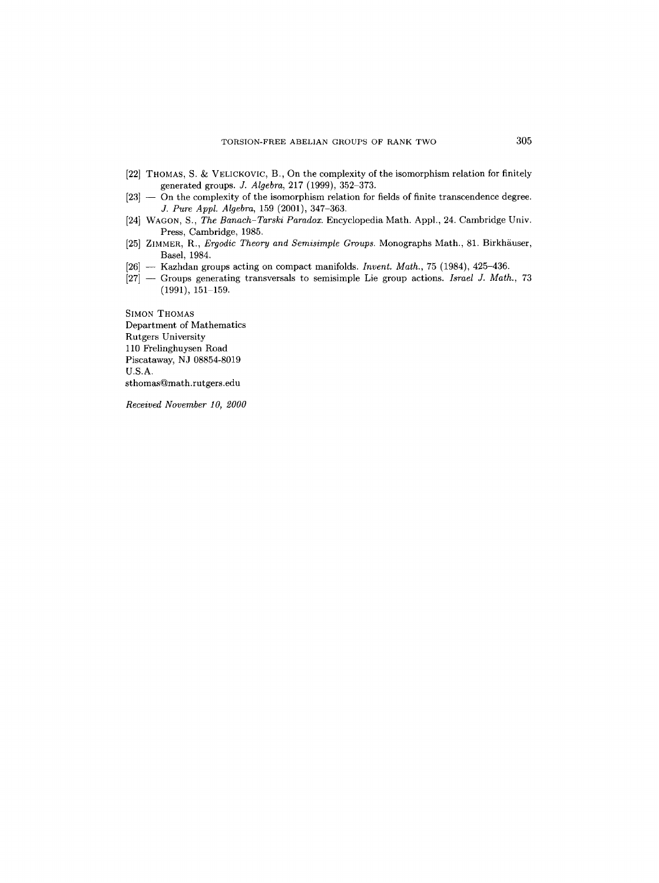[22] Thomas, S. & Velickovic, B., On the complexity of the isomorphism relation for finitely generated groups. *J. Algebra*, 217 (1999), 352–373.

[23] — On the complexity of the isomorphism relation for fields of finite transcendence degree. *J. Pure Appl. Algebra*, 159 (2001), 347–363.

[24] Wagon, S., *The Banach–Tarski Paradox*. Encyclopedia Math. Appl., 24. Cambridge Univ. Press, Cambridge, 1985.

[25] Zimmer, R., *Ergodic Theory and Semisimple Groups*. Monographs Math., 81. Birkhäuser, Basel, 1984.

[26] — Kazhdan groups acting on compact manifolds. *Invent. Math.*, 75 (1984), 425–436.

[27] — Groups generating transversals to semisimple Lie group actions. *Israel J. Math.*, 73 (1991), 151–159.

Simon Thomas
Department of Mathematics
Rutgers University
110 Frelinghuysen Road
Piscataway, NJ 08854-8019
U.S.A.
sthomas@math.rutgers.edu

*Received November 10, 2000*